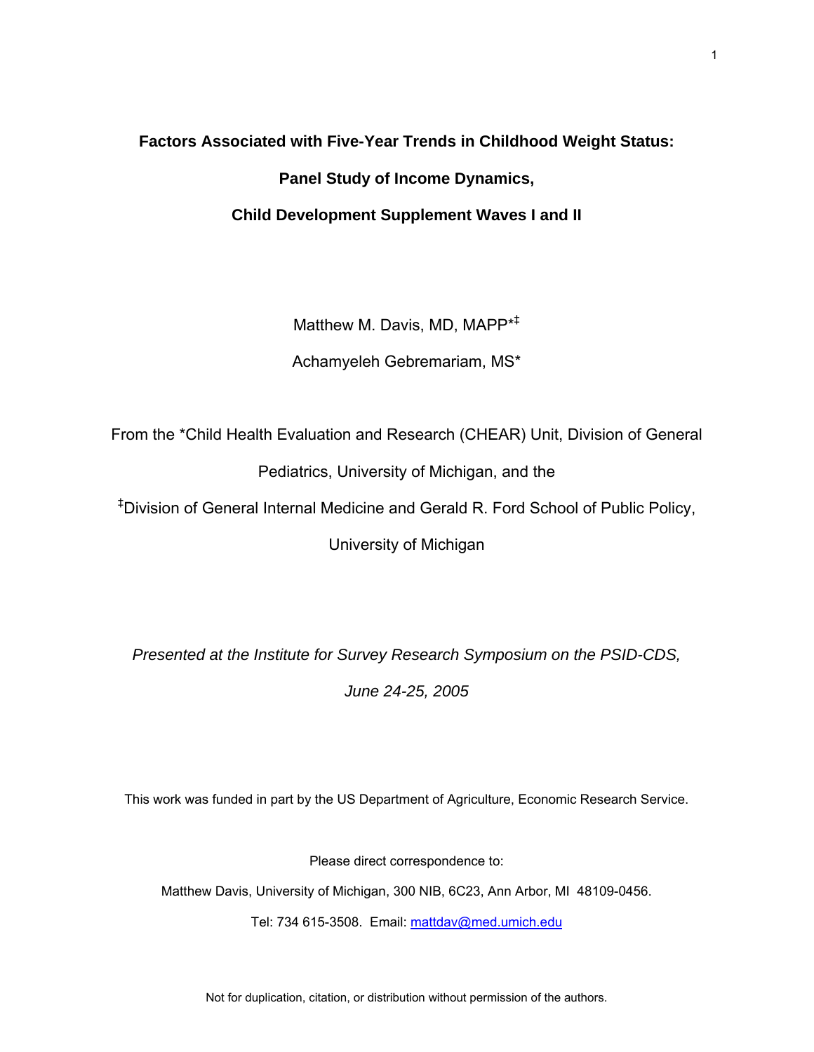# Factors Associated with Five-Year Trends in Childhood Weight Status: Panel Study of Income Dynamics, Child Development Supplement Waves I and II

Matthew M. Davis, MD, MAPP*‡

Achamyeleh Gebremariam, MS*

From the *Child Health Evaluation and Research (CHEAR) Unit, Division of General Pediatrics, University of Michigan, and the

‡Division of General Internal Medicine and Gerald R. Ford School of Public Policy, University of Michigan

*Presented at the Institute for Survey Research Symposium on the PSID-CDS, June 24-25, 2005*

This work was funded in part by the US Department of Agriculture, Economic Research Service.

Please direct correspondence to:

Matthew Davis, University of Michigan, 300 NIB, 6C23, Ann Arbor, MI 48109-0456.

Tel: 734 615-3508. Email: mattdav@med.umich.edu

Not for duplication, citation, or distribution without permission of the authors.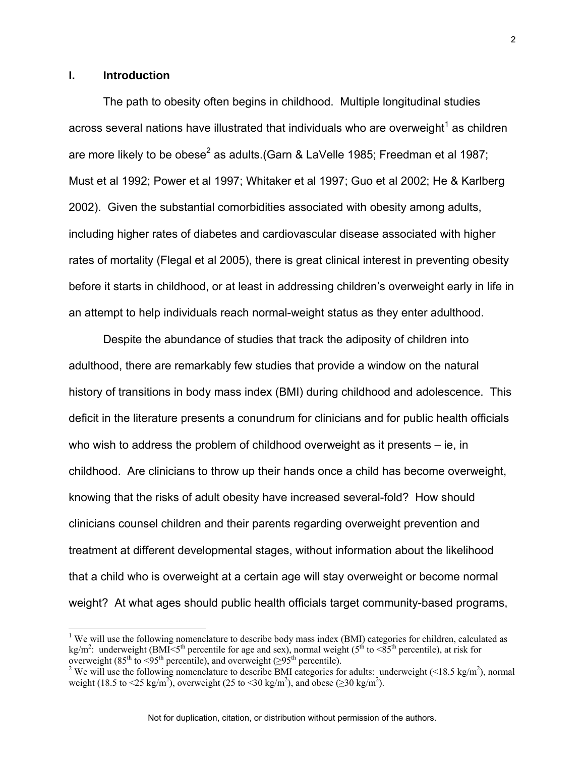## I. Introduction

The path to obesity often begins in childhood. Multiple longitudinal studies across several nations have illustrated that individuals who are overweight[1] as children are more likely to be obese[2] as adults.(Garn & LaVelle 1985; Freedman et al 1987; Must et al 1992; Power et al 1997; Whitaker et al 1997; Guo et al 2002; He & Karlberg 2002). Given the substantial comorbidities associated with obesity among adults, including higher rates of diabetes and cardiovascular disease associated with higher rates of mortality (Flegal et al 2005), there is great clinical interest in preventing obesity before it starts in childhood, or at least in addressing children's overweight early in life in an attempt to help individuals reach normal-weight status as they enter adulthood.

Despite the abundance of studies that track the adiposity of children into adulthood, there are remarkably few studies that provide a window on the natural history of transitions in body mass index (BMI) during childhood and adolescence. This deficit in the literature presents a conundrum for clinicians and for public health officials who wish to address the problem of childhood overweight as it presents – ie, in childhood. Are clinicians to throw up their hands once a child has become overweight, knowing that the risks of adult obesity have increased several-fold? How should clinicians counsel children and their parents regarding overweight prevention and treatment at different developmental stages, without information about the likelihood that a child who is overweight at a certain age will stay overweight or become normal weight? At what ages should public health officials target community-based programs,

---

[1] We will use the following nomenclature to describe body mass index (BMI) categories for children, calculated as $kg/m^2$: underweight (BMI<5th percentile for age and sex), normal weight (5th to <85th percentile), at risk for overweight (85th to <95th percentile), and overweight (≥95th percentile).

[2] We will use the following nomenclature to describe BMI categories for adults: underweight (<18.5 $kg/m^2$), normal weight (18.5 to <25 $kg/m^2$), overweight (25 to <30 $kg/m^2$), and obese (≥30 $kg/m^2$).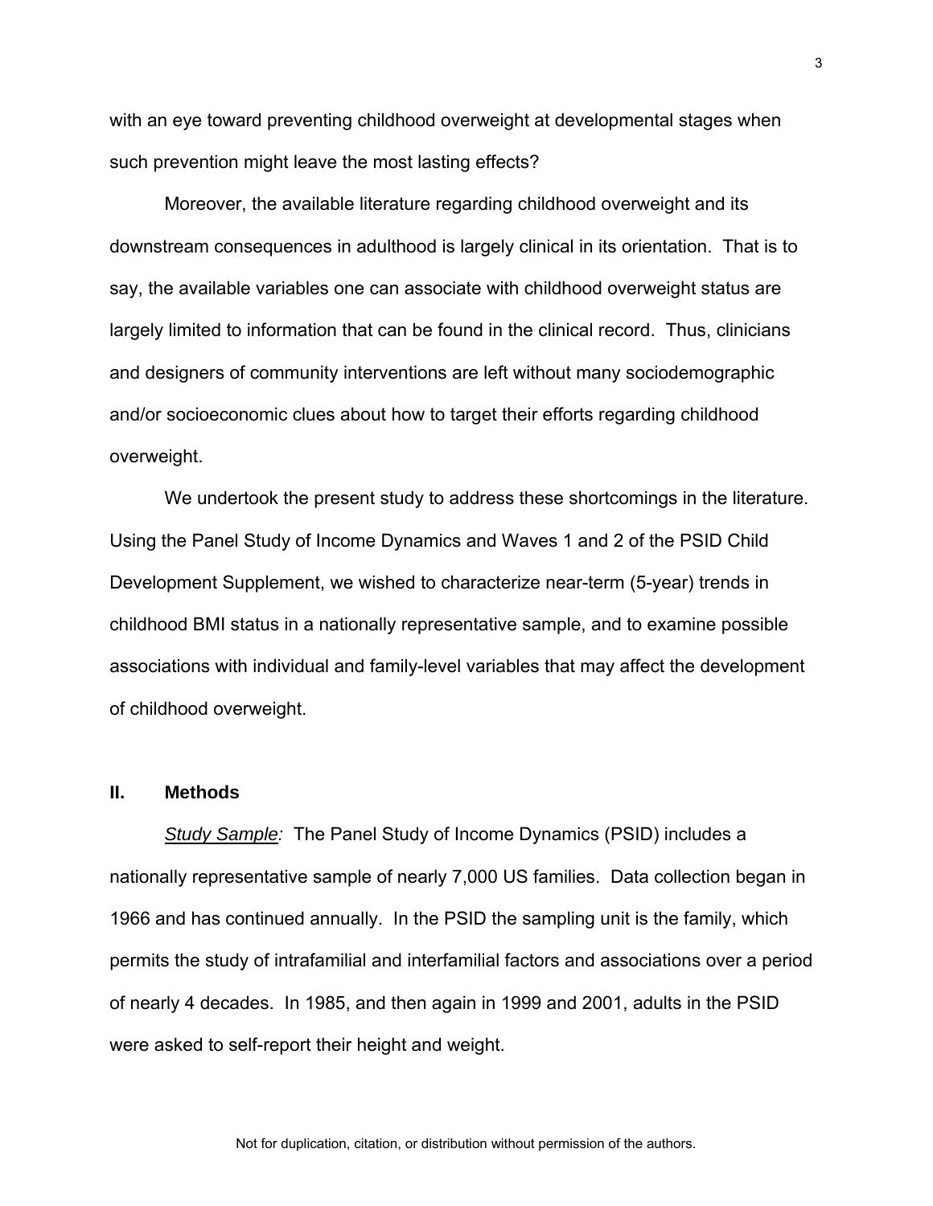with an eye toward preventing childhood overweight at developmental stages when such prevention might leave the most lasting effects?

Moreover, the available literature regarding childhood overweight and its downstream consequences in adulthood is largely clinical in its orientation. That is to say, the available variables one can associate with childhood overweight status are largely limited to information that can be found in the clinical record. Thus, clinicians and designers of community interventions are left without many sociodemographic and/or socioeconomic clues about how to target their efforts regarding childhood overweight.

We undertook the present study to address these shortcomings in the literature. Using the Panel Study of Income Dynamics and Waves 1 and 2 of the PSID Child Development Supplement, we wished to characterize near-term (5-year) trends in childhood BMI status in a nationally representative sample, and to examine possible associations with individual and family-level variables that may affect the development of childhood overweight.

## II. Methods

*Study Sample:* The Panel Study of Income Dynamics (PSID) includes a nationally representative sample of nearly 7,000 US families. Data collection began in 1966 and has continued annually. In the PSID the sampling unit is the family, which permits the study of intrafamilial and interfamilial factors and associations over a period of nearly 4 decades. In 1985, and then again in 1999 and 2001, adults in the PSID were asked to self-report their height and weight.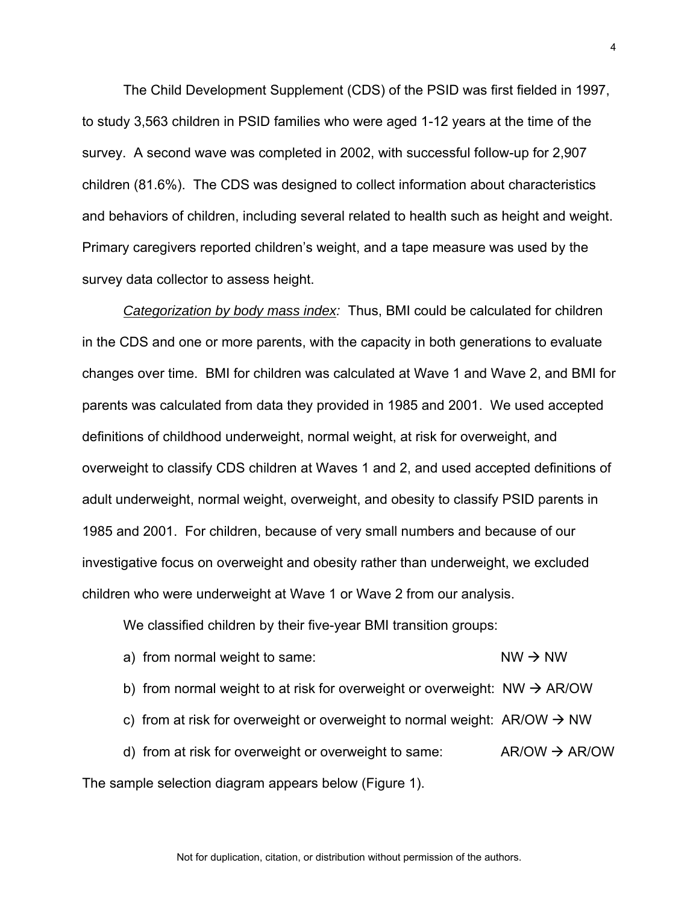The Child Development Supplement (CDS) of the PSID was first fielded in 1997, to study 3,563 children in PSID families who were aged 1-12 years at the time of the survey. A second wave was completed in 2002, with successful follow-up for 2,907 children (81.6%). The CDS was designed to collect information about characteristics and behaviors of children, including several related to health such as height and weight. Primary caregivers reported children's weight, and a tape measure was used by the survey data collector to assess height.

*Categorization by body mass index:* Thus, BMI could be calculated for children in the CDS and one or more parents, with the capacity in both generations to evaluate changes over time. BMI for children was calculated at Wave 1 and Wave 2, and BMI for parents was calculated from data they provided in 1985 and 2001. We used accepted definitions of childhood underweight, normal weight, at risk for overweight, and overweight to classify CDS children at Waves 1 and 2, and used accepted definitions of adult underweight, normal weight, overweight, and obesity to classify PSID parents in 1985 and 2001. For children, because of very small numbers and because of our investigative focus on overweight and obesity rather than underweight, we excluded children who were underweight at Wave 1 or Wave 2 from our analysis.

We classified children by their five-year BMI transition groups:

a) from normal weight to same: NW → NW

b) from normal weight to at risk for overweight or overweight: NW → AR/OW

c) from at risk for overweight or overweight to normal weight: AR/OW → NW

d) from at risk for overweight or overweight to same: AR/OW → AR/OW

The sample selection diagram appears below (Figure 1).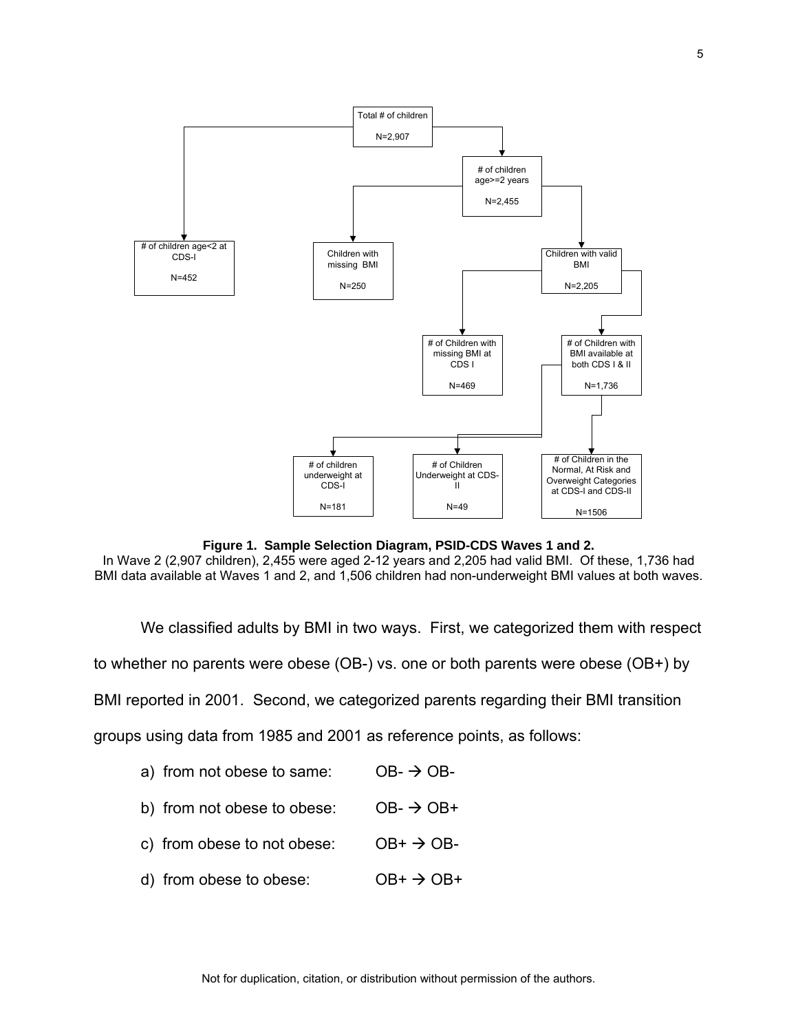Total # of children

N=2,907

# of children age>=2 years

N=2,455

# of children age<2 at CDS-I

N=452

Children with missing BMI

N=250

Children with valid BMI

N=2,205

# of Children with missing BMI at CDS I

N=469

# of Children with BMI available at both CDS I & II

N=1,736

# of children underweight at CDS-I

N=181

# of Children Underweight at CDS-II

N=49

# of Children in the Normal, At Risk and Overweight Categories at CDS-I and CDS-II

N=1506

**Figure 1. Sample Selection Diagram, PSID-CDS Waves 1 and 2.**
In Wave 2 (2,907 children), 2,455 were aged 2-12 years and 2,205 had valid BMI. Of these, 1,736 had BMI data available at Waves 1 and 2, and 1,506 children had non-underweight BMI values at both waves.

We classified adults by BMI in two ways. First, we categorized them with respect to whether no parents were obese (OB-) vs. one or both parents were obese (OB+) by BMI reported in 2001. Second, we categorized parents regarding their BMI transition groups using data from 1985 and 2001 as reference points, as follows:

a) from not obese to same: OB- → OB-

b) from not obese to obese: OB- → OB+

c) from obese to not obese: OB+ → OB-

d) from obese to obese: OB+ → OB+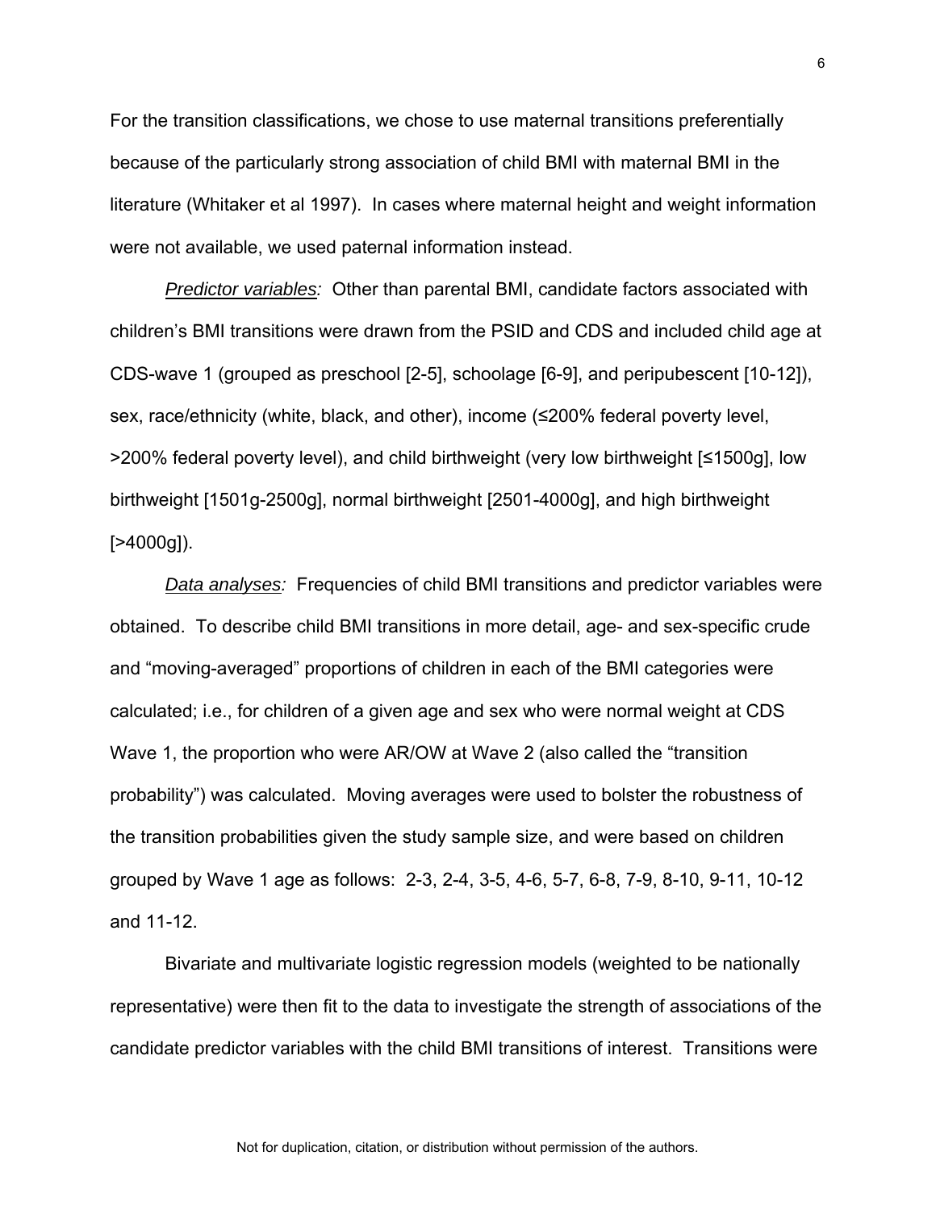For the transition classifications, we chose to use maternal transitions preferentially because of the particularly strong association of child BMI with maternal BMI in the literature (Whitaker et al 1997). In cases where maternal height and weight information were not available, we used paternal information instead.

*Predictor variables:* Other than parental BMI, candidate factors associated with children's BMI transitions were drawn from the PSID and CDS and included child age at CDS-wave 1 (grouped as preschool [2-5], schoolage [6-9], and peripubescent [10-12]), sex, race/ethnicity (white, black, and other), income (≤200% federal poverty level, >200% federal poverty level), and child birthweight (very low birthweight [≤1500g], low birthweight [1501g-2500g], normal birthweight [2501-4000g], and high birthweight [>4000g]).

*Data analyses:* Frequencies of child BMI transitions and predictor variables were obtained. To describe child BMI transitions in more detail, age- and sex-specific crude and "moving-averaged" proportions of children in each of the BMI categories were calculated; i.e., for children of a given age and sex who were normal weight at CDS Wave 1, the proportion who were AR/OW at Wave 2 (also called the "transition probability") was calculated. Moving averages were used to bolster the robustness of the transition probabilities given the study sample size, and were based on children grouped by Wave 1 age as follows: 2-3, 2-4, 3-5, 4-6, 5-7, 6-8, 7-9, 8-10, 9-11, 10-12 and 11-12.

Bivariate and multivariate logistic regression models (weighted to be nationally representative) were then fit to the data to investigate the strength of associations of the candidate predictor variables with the child BMI transitions of interest. Transitions were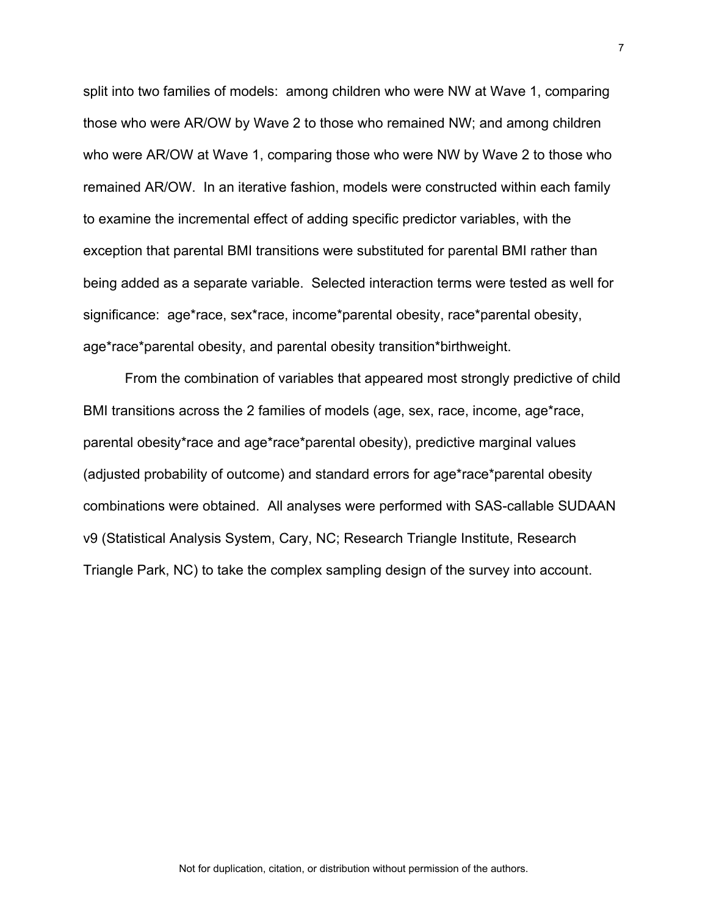split into two families of models: among children who were NW at Wave 1, comparing those who were AR/OW by Wave 2 to those who remained NW; and among children who were AR/OW at Wave 1, comparing those who were NW by Wave 2 to those who remained AR/OW. In an iterative fashion, models were constructed within each family to examine the incremental effect of adding specific predictor variables, with the exception that parental BMI transitions were substituted for parental BMI rather than being added as a separate variable. Selected interaction terms were tested as well for significance: age*race, sex*race, income*parental obesity, race*parental obesity, age*race*parental obesity, and parental obesity transition*birthweight.

From the combination of variables that appeared most strongly predictive of child BMI transitions across the 2 families of models (age, sex, race, income, age*race, parental obesity*race and age*race*parental obesity), predictive marginal values (adjusted probability of outcome) and standard errors for age*race*parental obesity combinations were obtained. All analyses were performed with SAS-callable SUDAAN v9 (Statistical Analysis System, Cary, NC; Research Triangle Institute, Research Triangle Park, NC) to take the complex sampling design of the survey into account.

Not for duplication, citation, or distribution without permission of the authors.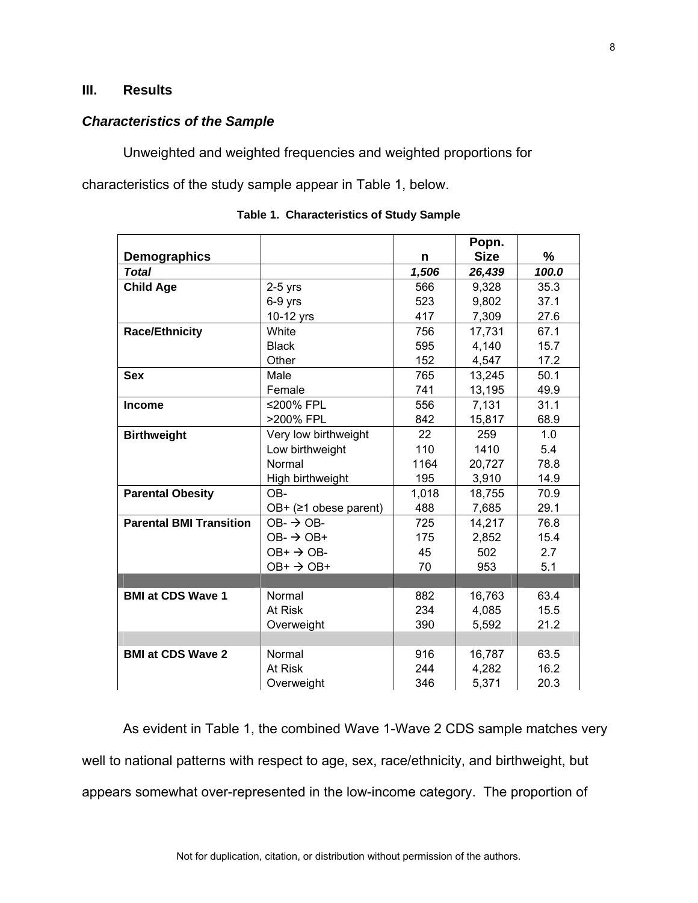## III. Results

### *Characteristics of the Sample*

Unweighted and weighted frequencies and weighted proportions for characteristics of the study sample appear in Table 1, below.

**Table 1. Characteristics of Study Sample**

| Demographics | | n | Popn. Size | % |
|---|---|---|---|---|
| ***Total*** | | ***1,506*** | ***26,439*** | ***100.0*** |
| **Child Age** | 2-5 yrs | 566 | 9,328 | 35.3 |
| | 6-9 yrs | 523 | 9,802 | 37.1 |
| | 10-12 yrs | 417 | 7,309 | 27.6 |
| **Race/Ethnicity** | White | 756 | 17,731 | 67.1 |
| | Black | 595 | 4,140 | 15.7 |
| | Other | 152 | 4,547 | 17.2 |
| **Sex** | Male | 765 | 13,245 | 50.1 |
| | Female | 741 | 13,195 | 49.9 |
| **Income** | ≤200% FPL | 556 | 7,131 | 31.1 |
| | >200% FPL | 842 | 15,817 | 68.9 |
| **Birthweight** | Very low birthweight | 22 | 259 | 1.0 |
| | Low birthweight | 110 | 1410 | 5.4 |
| | Normal | 1164 | 20,727 | 78.8 |
| | High birthweight | 195 | 3,910 | 14.9 |
| **Parental Obesity** | OB- | 1,018 | 18,755 | 70.9 |
| | OB+ (≥1 obese parent) | 488 | 7,685 | 29.1 |
| **Parental BMI Transition** | OB- → OB- | 725 | 14,217 | 76.8 |
| | OB- → OB+ | 175 | 2,852 | 15.4 |
| | OB+ → OB- | 45 | 502 | 2.7 |
| | OB+ → OB+ | 70 | 953 | 5.1 |
| **BMI at CDS Wave 1** | Normal | 882 | 16,763 | 63.4 |
| | At Risk | 234 | 4,085 | 15.5 |
| | Overweight | 390 | 5,592 | 21.2 |
| **BMI at CDS Wave 2** | Normal | 916 | 16,787 | 63.5 |
| | At Risk | 244 | 4,282 | 16.2 |
| | Overweight | 346 | 5,371 | 20.3 |

As evident in Table 1, the combined Wave 1-Wave 2 CDS sample matches very well to national patterns with respect to age, sex, race/ethnicity, and birthweight, but appears somewhat over-represented in the low-income category. The proportion of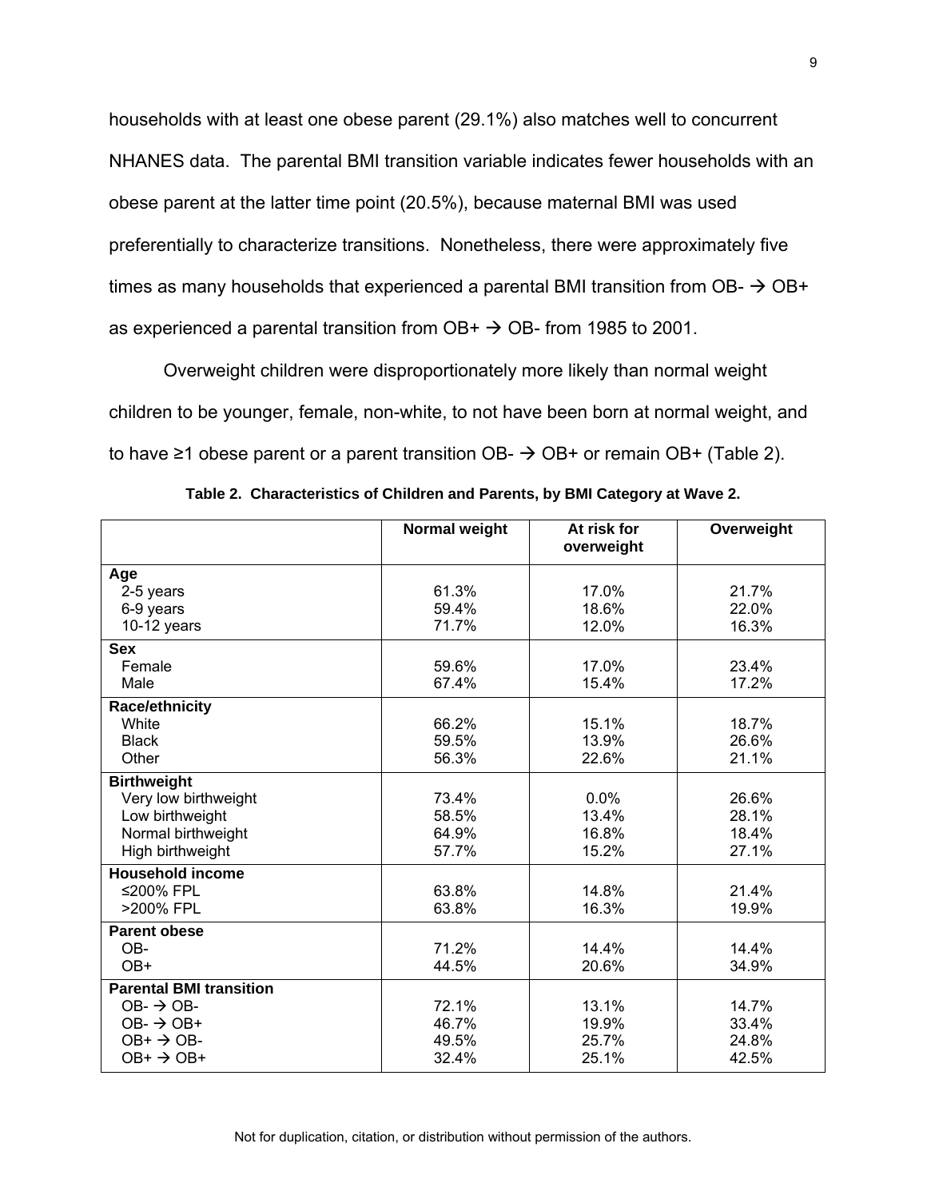households with at least one obese parent (29.1%) also matches well to concurrent NHANES data. The parental BMI transition variable indicates fewer households with an obese parent at the latter time point (20.5%), because maternal BMI was used preferentially to characterize transitions. Nonetheless, there were approximately five times as many households that experienced a parental BMI transition from OB- → OB+ as experienced a parental transition from OB+ → OB- from 1985 to 2001.

Overweight children were disproportionately more likely than normal weight children to be younger, female, non-white, to not have been born at normal weight, and to have ≥1 obese parent or a parent transition OB- → OB+ or remain OB+ (Table 2).

**Table 2. Characteristics of Children and Parents, by BMI Category at Wave 2.**

| | Normal weight | At risk for overweight | Overweight |
|---|---|---|---|
| **Age** | | | |
| 2-5 years | 61.3% | 17.0% | 21.7% |
| 6-9 years | 59.4% | 18.6% | 22.0% |
| 10-12 years | 71.7% | 12.0% | 16.3% |
| **Sex** | | | |
| Female | 59.6% | 17.0% | 23.4% |
| Male | 67.4% | 15.4% | 17.2% |
| **Race/ethnicity** | | | |
| White | 66.2% | 15.1% | 18.7% |
| Black | 59.5% | 13.9% | 26.6% |
| Other | 56.3% | 22.6% | 21.1% |
| **Birthweight** | | | |
| Very low birthweight | 73.4% | 0.0% | 26.6% |
| Low birthweight | 58.5% | 13.4% | 28.1% |
| Normal birthweight | 64.9% | 16.8% | 18.4% |
| High birthweight | 57.7% | 15.2% | 27.1% |
| **Household income** | | | |
| ≤200% FPL | 63.8% | 14.8% | 21.4% |
| >200% FPL | 63.8% | 16.3% | 19.9% |
| **Parent obese** | | | |
| OB- | 71.2% | 14.4% | 14.4% |
| OB+ | 44.5% | 20.6% | 34.9% |
| **Parental BMI transition** | | | |
| OB- → OB- | 72.1% | 13.1% | 14.7% |
| OB- → OB+ | 46.7% | 19.9% | 33.4% |
| OB+ → OB- | 49.5% | 25.7% | 24.8% |
| OB+ → OB+ | 32.4% | 25.1% | 42.5% |

Not for duplication, citation, or distribution without permission of the authors.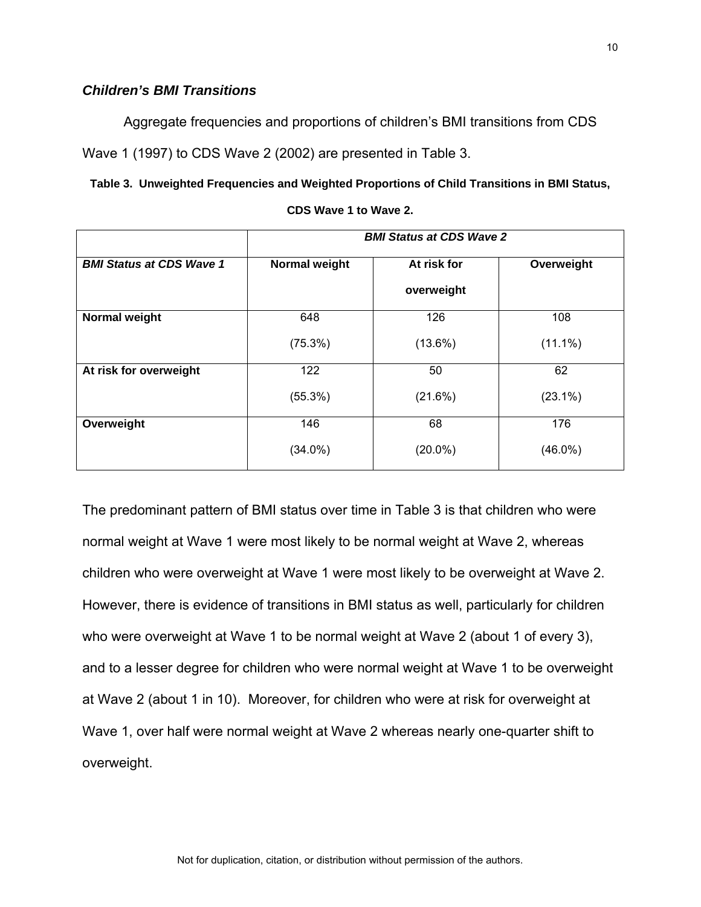### *Children's BMI Transitions*

Aggregate frequencies and proportions of children's BMI transitions from CDS Wave 1 (1997) to CDS Wave 2 (2002) are presented in Table 3.

**Table 3. Unweighted Frequencies and Weighted Proportions of Child Transitions in BMI Status, CDS Wave 1 to Wave 2.**

| | ***BMI Status at CDS Wave 2*** | | |
|---|---|---|---|
| ***BMI Status at CDS Wave 1*** | **Normal weight** | **At risk for overweight** | **Overweight** |
| **Normal weight** | 648 (75.3%) | 126 (13.6%) | 108 (11.1%) |
| **At risk for overweight** | 122 (55.3%) | 50 (21.6%) | 62 (23.1%) |
| **Overweight** | 146 (34.0%) | 68 (20.0%) | 176 (46.0%) |

The predominant pattern of BMI status over time in Table 3 is that children who were normal weight at Wave 1 were most likely to be normal weight at Wave 2, whereas children who were overweight at Wave 1 were most likely to be overweight at Wave 2. However, there is evidence of transitions in BMI status as well, particularly for children who were overweight at Wave 1 to be normal weight at Wave 2 (about 1 of every 3), and to a lesser degree for children who were normal weight at Wave 1 to be overweight at Wave 2 (about 1 in 10). Moreover, for children who were at risk for overweight at Wave 1, over half were normal weight at Wave 2 whereas nearly one-quarter shift to overweight.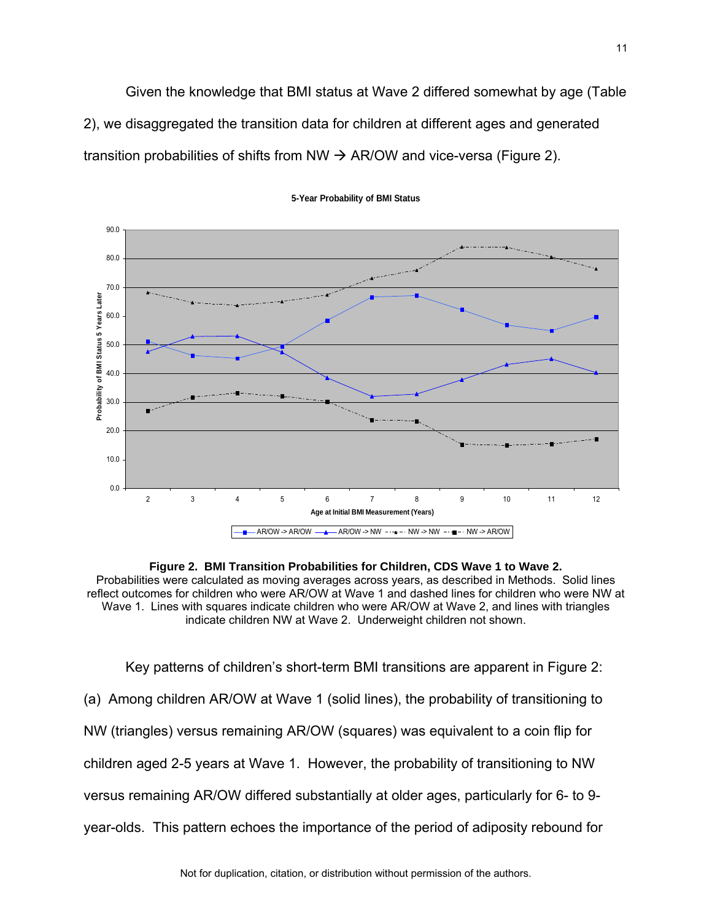Given the knowledge that BMI status at Wave 2 differed somewhat by age (Table 2), we disaggregated the transition data for children at different ages and generated transition probabilities of shifts from NW → AR/OW and vice-versa (Figure 2).

**Figure 2. BMI Transition Probabilities for Children, CDS Wave 1 to Wave 2.** Probabilities were calculated as moving averages across years, as described in Methods. Solid lines reflect outcomes for children who were AR/OW at Wave 1 and dashed lines for children who were NW at Wave 1. Lines with squares indicate children who were AR/OW at Wave 2, and lines with triangles indicate children NW at Wave 2. Underweight children not shown.

Key patterns of children's short-term BMI transitions are apparent in Figure 2: (a) Among children AR/OW at Wave 1 (solid lines), the probability of transitioning to NW (triangles) versus remaining AR/OW (squares) was equivalent to a coin flip for children aged 2-5 years at Wave 1. However, the probability of transitioning to NW versus remaining AR/OW differed substantially at older ages, particularly for 6- to 9-year-olds. This pattern echoes the importance of the period of adiposity rebound for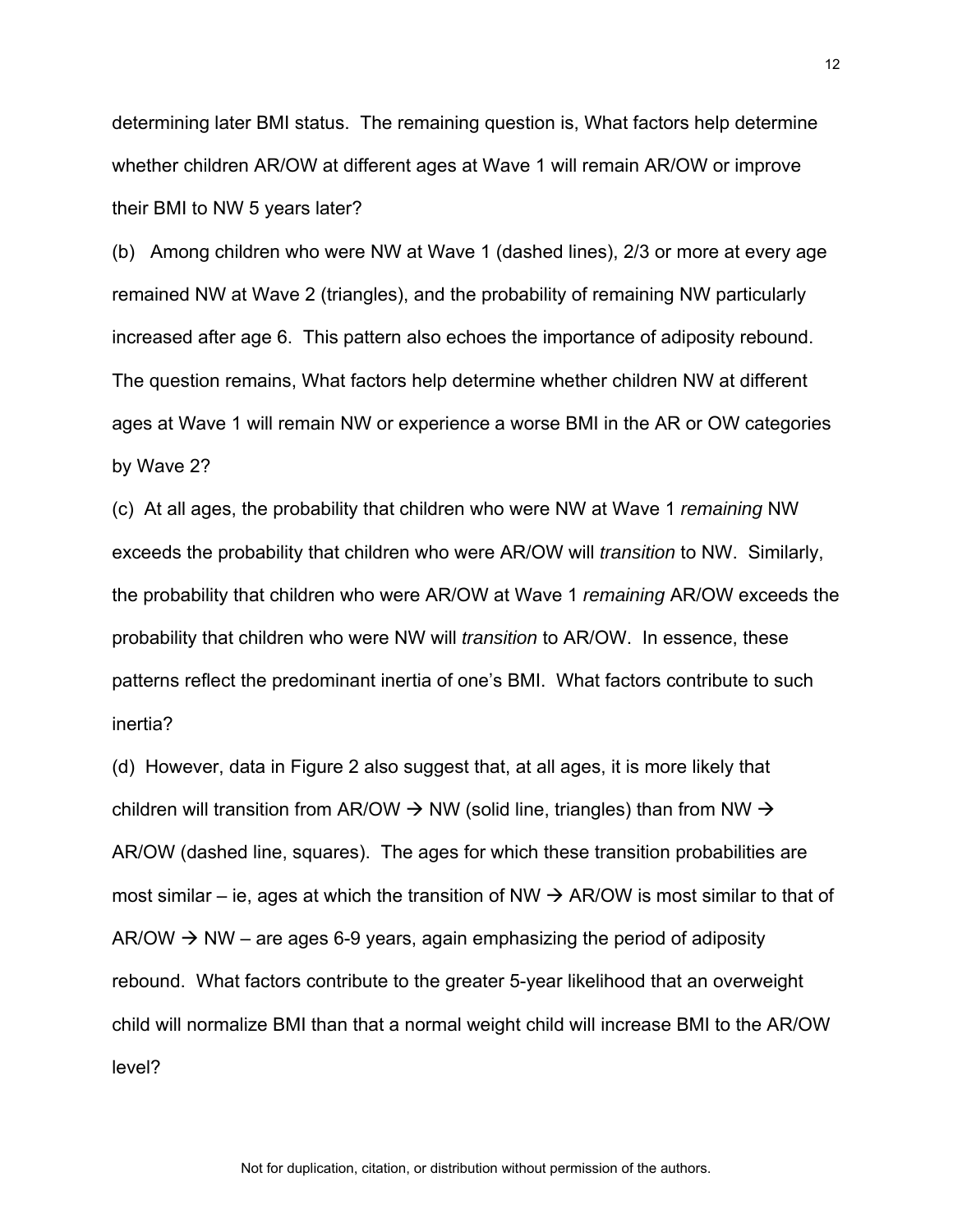determining later BMI status. The remaining question is, What factors help determine whether children AR/OW at different ages at Wave 1 will remain AR/OW or improve their BMI to NW 5 years later?

(b) Among children who were NW at Wave 1 (dashed lines), 2/3 or more at every age remained NW at Wave 2 (triangles), and the probability of remaining NW particularly increased after age 6. This pattern also echoes the importance of adiposity rebound. The question remains, What factors help determine whether children NW at different ages at Wave 1 will remain NW or experience a worse BMI in the AR or OW categories by Wave 2?

(c) At all ages, the probability that children who were NW at Wave 1 *remaining* NW exceeds the probability that children who were AR/OW will *transition* to NW. Similarly, the probability that children who were AR/OW at Wave 1 *remaining* AR/OW exceeds the probability that children who were NW will *transition* to AR/OW. In essence, these patterns reflect the predominant inertia of one's BMI. What factors contribute to such inertia?

(d) However, data in Figure 2 also suggest that, at all ages, it is more likely that children will transition from AR/OW → NW (solid line, triangles) than from NW → AR/OW (dashed line, squares). The ages for which these transition probabilities are most similar – ie, ages at which the transition of NW → AR/OW is most similar to that of AR/OW → NW – are ages 6-9 years, again emphasizing the period of adiposity rebound. What factors contribute to the greater 5-year likelihood that an overweight child will normalize BMI than that a normal weight child will increase BMI to the AR/OW level?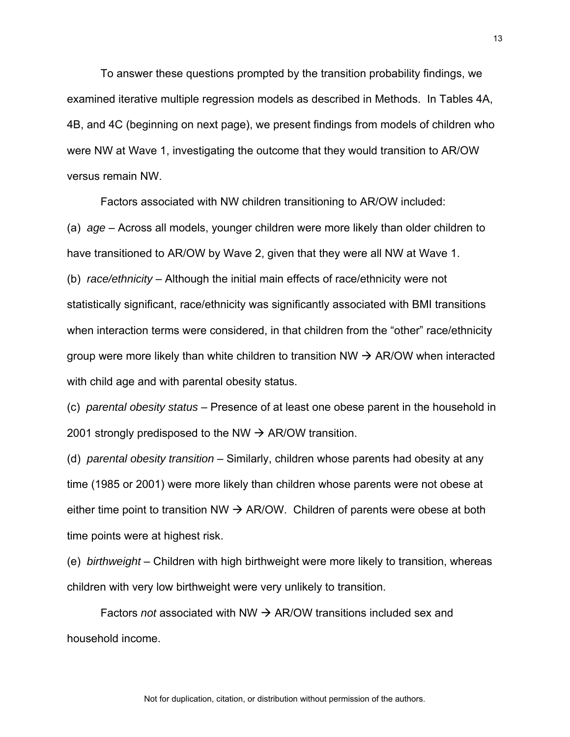To answer these questions prompted by the transition probability findings, we examined iterative multiple regression models as described in Methods. In Tables 4A, 4B, and 4C (beginning on next page), we present findings from models of children who were NW at Wave 1, investigating the outcome that they would transition to AR/OW versus remain NW.

Factors associated with NW children transitioning to AR/OW included:

(a) *age* – Across all models, younger children were more likely than older children to have transitioned to AR/OW by Wave 2, given that they were all NW at Wave 1.

(b) *race/ethnicity* – Although the initial main effects of race/ethnicity were not statistically significant, race/ethnicity was significantly associated with BMI transitions when interaction terms were considered, in that children from the "other" race/ethnicity group were more likely than white children to transition NW → AR/OW when interacted with child age and with parental obesity status.

(c) *parental obesity status* – Presence of at least one obese parent in the household in 2001 strongly predisposed to the NW → AR/OW transition.

(d) *parental obesity transition* – Similarly, children whose parents had obesity at any time (1985 or 2001) were more likely than children whose parents were not obese at either time point to transition NW → AR/OW. Children of parents were obese at both time points were at highest risk.

(e) *birthweight* – Children with high birthweight were more likely to transition, whereas children with very low birthweight were very unlikely to transition.

Factors *not* associated with NW → AR/OW transitions included sex and household income.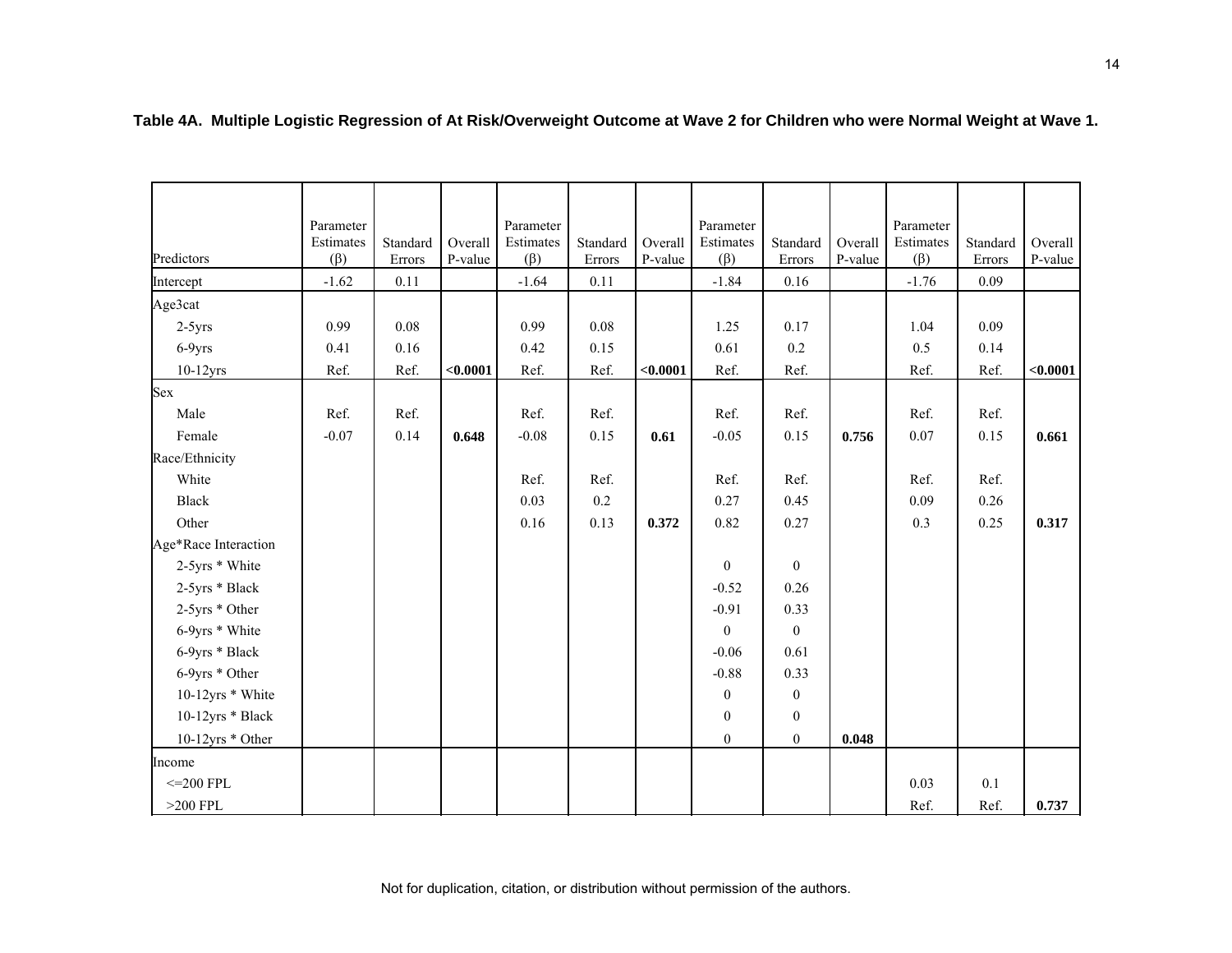**Table 4A. Multiple Logistic Regression of At Risk/Overweight Outcome at Wave 2 for Children who were Normal Weight at Wave 1.**

| Predictors | Parameter Estimates (β) | Standard Errors | Overall P-value | Parameter Estimates (β) | Standard Errors | Overall P-value | Parameter Estimates (β) | Standard Errors | Overall P-value | Parameter Estimates (β) | Standard Errors | Overall P-value |
|---|---|---|---|---|---|---|---|---|---|---|---|---|
| Intercept | -1.62 | 0.11 | | -1.64 | 0.11 | | -1.84 | 0.16 | | -1.76 | 0.09 | |
| Age3cat | | | | | | | | | | | | |
| 2-5yrs | 0.99 | 0.08 | | 0.99 | 0.08 | | 1.25 | 0.17 | | 1.04 | 0.09 | |
| 6-9yrs | 0.41 | 0.16 | | 0.42 | 0.15 | | 0.61 | 0.2 | | 0.5 | 0.14 | |
| 10-12yrs | Ref. | Ref. | **<0.0001** | Ref. | Ref. | **<0.0001** | Ref. | Ref. | | Ref. | Ref. | **<0.0001** |
| Sex | | | | | | | | | | | | |
| Male | Ref. | Ref. | | Ref. | Ref. | | Ref. | Ref. | | Ref. | Ref. | |
| Female | -0.07 | 0.14 | **0.648** | -0.08 | 0.15 | **0.61** | -0.05 | 0.15 | **0.756** | 0.07 | 0.15 | **0.661** |
| Race/Ethnicity | | | | | | | | | | | | |
| White | | | | Ref. | Ref. | | Ref. | Ref. | | Ref. | Ref. | |
| Black | | | | 0.03 | 0.2 | | 0.27 | 0.45 | | 0.09 | 0.26 | |
| Other | | | | 0.16 | 0.13 | **0.372** | 0.82 | 0.27 | | 0.3 | 0.25 | **0.317** |
| Age*Race Interaction | | | | | | | | | | | | |
| 2-5yrs * White | | | | | | | 0 | 0 | | | | |
| 2-5yrs * Black | | | | | | | -0.52 | 0.26 | | | | |
| 2-5yrs * Other | | | | | | | -0.91 | 0.33 | | | | |
| 6-9yrs * White | | | | | | | 0 | 0 | | | | |
| 6-9yrs * Black | | | | | | | -0.06 | 0.61 | | | | |
| 6-9yrs * Other | | | | | | | -0.88 | 0.33 | | | | |
| 10-12yrs * White | | | | | | | 0 | 0 | | | | |
| 10-12yrs * Black | | | | | | | 0 | 0 | | | | |
| 10-12yrs * Other | | | | | | | 0 | 0 | **0.048** | | | |
| Income | | | | | | | | | | | | |
| <=200 FPL | | | | | | | | | | 0.03 | 0.1 | |
| >200 FPL | | | | | | | | | | Ref. | Ref. | **0.737** |

Not for duplication, citation, or distribution without permission of the authors.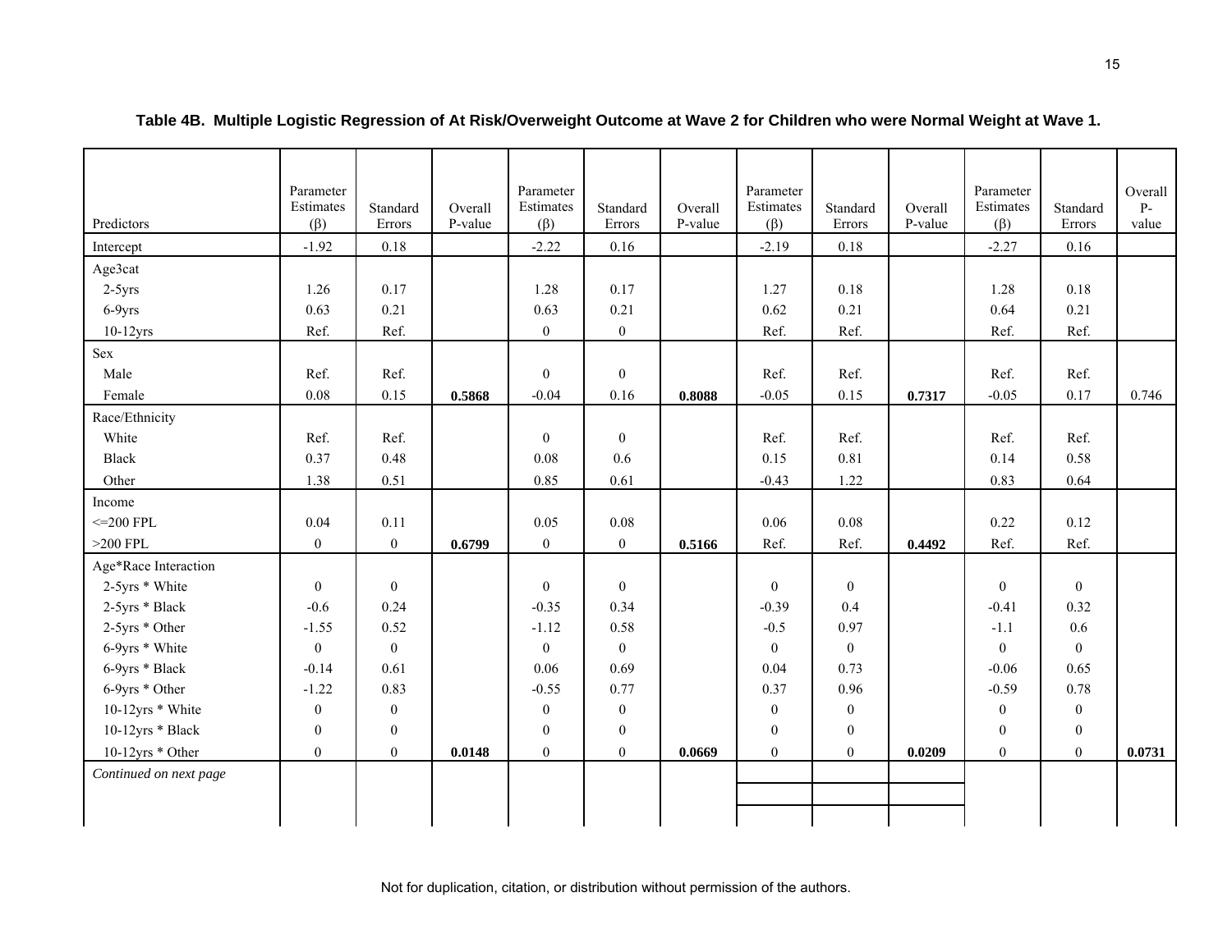**Table 4B. Multiple Logistic Regression of At Risk/Overweight Outcome at Wave 2 for Children who were Normal Weight at Wave 1.**

| Predictors | Parameter Estimates (β) | Standard Errors | Overall P-value | Parameter Estimates (β) | Standard Errors | Overall P-value | Parameter Estimates (β) | Standard Errors | Overall P-value | Parameter Estimates (β) | Standard Errors | Overall P-value |
|---|---|---|---|---|---|---|---|---|---|---|---|---|
| Intercept | -1.92 | 0.18 | | -2.22 | 0.16 | | -2.19 | 0.18 | | -2.27 | 0.16 | |
| Age3cat | | | | | | | | | | | | |
| 2-5yrs | 1.26 | 0.17 | | 1.28 | 0.17 | | 1.27 | 0.18 | | 1.28 | 0.18 | |
| 6-9yrs | 0.63 | 0.21 | | 0.63 | 0.21 | | 0.62 | 0.21 | | 0.64 | 0.21 | |
| 10-12yrs | Ref. | Ref. | | 0 | 0 | | Ref. | Ref. | | Ref. | Ref. | |
| Sex | | | | | | | | | | | | |
| Male | Ref. | Ref. | | 0 | 0 | | Ref. | Ref. | | Ref. | Ref. | |
| Female | 0.08 | 0.15 | **0.5868** | -0.04 | 0.16 | **0.8088** | -0.05 | 0.15 | **0.7317** | -0.05 | 0.17 | 0.746 |
| Race/Ethnicity | | | | | | | | | | | | |
| White | Ref. | Ref. | | 0 | 0 | | Ref. | Ref. | | Ref. | Ref. | |
| Black | 0.37 | 0.48 | | 0.08 | 0.6 | | 0.15 | 0.81 | | 0.14 | 0.58 | |
| Other | 1.38 | 0.51 | | 0.85 | 0.61 | | -0.43 | 1.22 | | 0.83 | 0.64 | |
| Income | | | | | | | | | | | | |
| <=200 FPL | 0.04 | 0.11 | | 0.05 | 0.08 | | 0.06 | 0.08 | | 0.22 | 0.12 | |
| >200 FPL | 0 | 0 | **0.6799** | 0 | 0 | **0.5166** | Ref. | Ref. | **0.4492** | Ref. | Ref. | |
| Age*Race Interaction | | | | | | | | | | | | |
| 2-5yrs * White | 0 | 0 | | 0 | 0 | | 0 | 0 | | 0 | 0 | |
| 2-5yrs * Black | -0.6 | 0.24 | | -0.35 | 0.34 | | -0.39 | 0.4 | | -0.41 | 0.32 | |
| 2-5yrs * Other | -1.55 | 0.52 | | -1.12 | 0.58 | | -0.5 | 0.97 | | -1.1 | 0.6 | |
| 6-9yrs * White | 0 | 0 | | 0 | 0 | | 0 | 0 | | 0 | 0 | |
| 6-9yrs * Black | -0.14 | 0.61 | | 0.06 | 0.69 | | 0.04 | 0.73 | | -0.06 | 0.65 | |
| 6-9yrs * Other | -1.22 | 0.83 | | -0.55 | 0.77 | | 0.37 | 0.96 | | -0.59 | 0.78 | |
| 10-12yrs * White | 0 | 0 | | 0 | 0 | | 0 | 0 | | 0 | 0 | |
| 10-12yrs * Black | 0 | 0 | | 0 | 0 | | 0 | 0 | | 0 | 0 | |
| 10-12yrs * Other | 0 | 0 | **0.0148** | 0 | 0 | **0.0669** | 0 | 0 | **0.0209** | 0 | 0 | **0.0731** |
| *Continued on next page* | | | | | | | | | | | | |

Not for duplication, citation, or distribution without permission of the authors.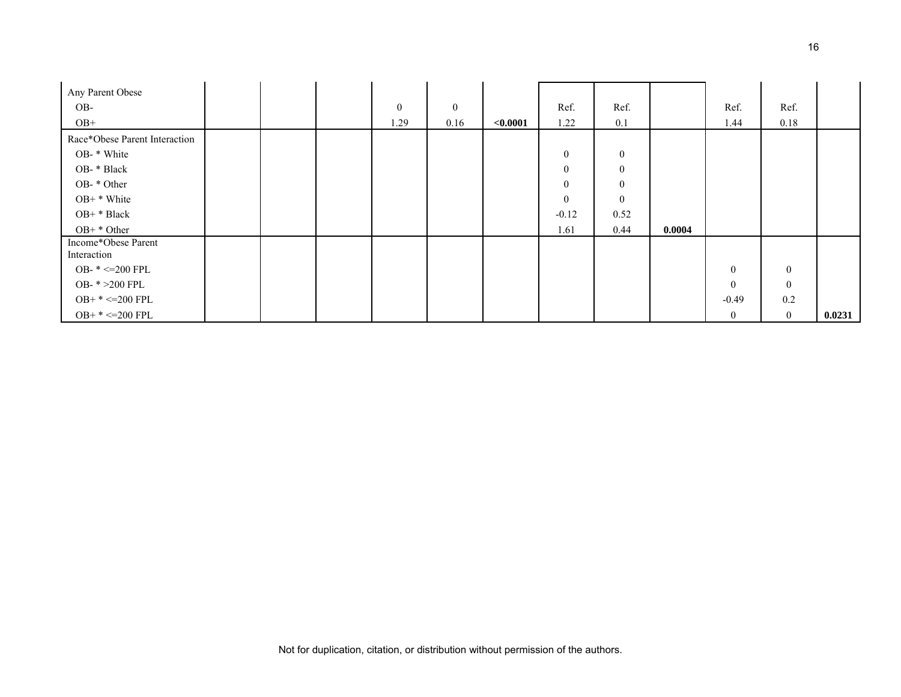| | | | | | | | | | | | | |
|---|---|---|---|---|---|---|---|---|---|---|---|---|
| Any Parent Obese | | | | | | | | | | | | |
| OB- | | | | 0 | 0 | | Ref. | Ref. | | Ref. | Ref. | |
| OB+ | | | | 1.29 | 0.16 | **<0.0001** | 1.22 | 0.1 | | 1.44 | 0.18 | |
| Race*Obese Parent Interaction | | | | | | | | | | | | |
| OB- * White | | | | | | | 0 | 0 | | | | |
| OB- * Black | | | | | | | 0 | 0 | | | | |
| OB- * Other | | | | | | | 0 | 0 | | | | |
| OB+ * White | | | | | | | 0 | 0 | | | | |
| OB+ * Black | | | | | | | -0.12 | 0.52 | | | | |
| OB+ * Other | | | | | | | 1.61 | 0.44 | **0.0004** | | | |
| Income*Obese Parent Interaction | | | | | | | | | | | | |
| OB- * <=200 FPL | | | | | | | | | | 0 | 0 | |
| OB- * >200 FPL | | | | | | | | | | 0 | 0 | |
| OB+ * <=200 FPL | | | | | | | | | | -0.49 | 0.2 | |
| OB+ * <=200 FPL | | | | | | | | | | 0 | 0 | **0.0231** |

Not for duplication, citation, or distribution without permission of the authors.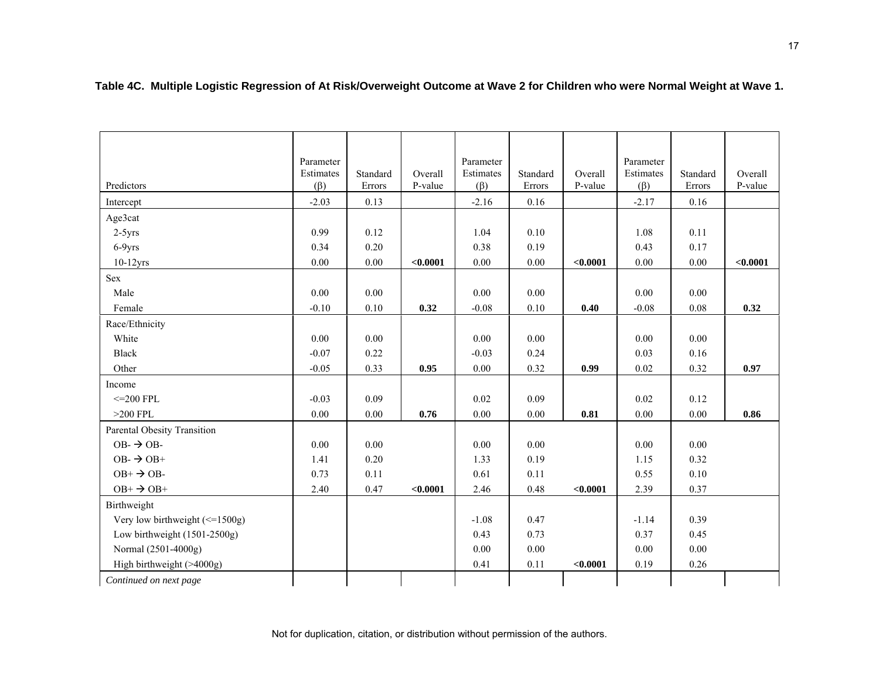**Table 4C. Multiple Logistic Regression of At Risk/Overweight Outcome at Wave 2 for Children who were Normal Weight at Wave 1.**

| Predictors | Parameter Estimates (β) | Standard Errors | Overall P-value | Parameter Estimates (β) | Standard Errors | Overall P-value | Parameter Estimates (β) | Standard Errors | Overall P-value |
|---|---|---|---|---|---|---|---|---|---|
| Intercept | -2.03 | 0.13 | | -2.16 | 0.16 | | -2.17 | 0.16 | |
| Age3cat | | | | | | | | | |
| 2-5yrs | 0.99 | 0.12 | | 1.04 | 0.10 | | 1.08 | 0.11 | |
| 6-9yrs | 0.34 | 0.20 | | 0.38 | 0.19 | | 0.43 | 0.17 | |
| 10-12yrs | 0.00 | 0.00 | **<0.0001** | 0.00 | 0.00 | **<0.0001** | 0.00 | 0.00 | **<0.0001** |
| Sex | | | | | | | | | |
| Male | 0.00 | 0.00 | | 0.00 | 0.00 | | 0.00 | 0.00 | |
| Female | -0.10 | 0.10 | **0.32** | -0.08 | 0.10 | **0.40** | -0.08 | 0.08 | **0.32** |
| Race/Ethnicity | | | | | | | | | |
| White | 0.00 | 0.00 | | 0.00 | 0.00 | | 0.00 | 0.00 | |
| Black | -0.07 | 0.22 | | -0.03 | 0.24 | | 0.03 | 0.16 | |
| Other | -0.05 | 0.33 | **0.95** | 0.00 | 0.32 | **0.99** | 0.02 | 0.32 | **0.97** |
| Income | | | | | | | | | |
| <=200 FPL | -0.03 | 0.09 | | 0.02 | 0.09 | | 0.02 | 0.12 | |
| >200 FPL | 0.00 | 0.00 | **0.76** | 0.00 | 0.00 | **0.81** | 0.00 | 0.00 | **0.86** |
| Parental Obesity Transition | | | | | | | | | |
| OB- → OB- | 0.00 | 0.00 | | 0.00 | 0.00 | | 0.00 | 0.00 | |
| OB- → OB+ | 1.41 | 0.20 | | 1.33 | 0.19 | | 1.15 | 0.32 | |
| OB+ → OB- | 0.73 | 0.11 | | 0.61 | 0.11 | | 0.55 | 0.10 | |
| OB+ → OB+ | 2.40 | 0.47 | **<0.0001** | 2.46 | 0.48 | **<0.0001** | 2.39 | 0.37 | |
| Birthweight | | | | | | | | | |
| Very low birthweight (<=1500g) | | | | -1.08 | 0.47 | | -1.14 | 0.39 | |
| Low birthweight (1501-2500g) | | | | 0.43 | 0.73 | | 0.37 | 0.45 | |
| Normal (2501-4000g) | | | | 0.00 | 0.00 | | 0.00 | 0.00 | |
| High birthweight (>4000g) | | | | 0.41 | 0.11 | **<0.0001** | 0.19 | 0.26 | |
| *Continued on next page* | | | | | | | | | |

Not for duplication, citation, or distribution without permission of the authors.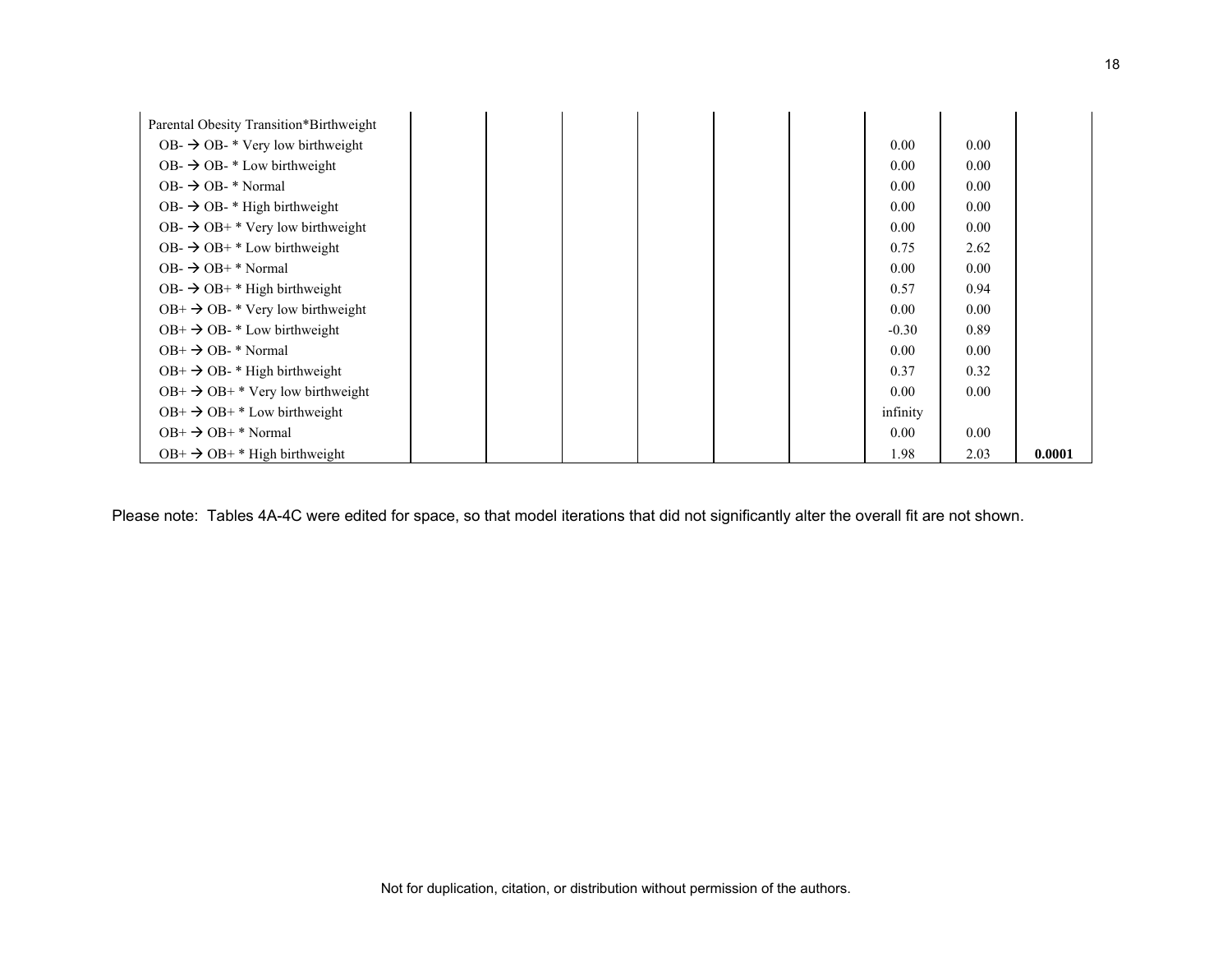| | | | | | | | | | |
|---|---|---|---|---|---|---|---|---|---|
| Parental Obesity Transition*Birthweight | | | | | | | | | |
| OB- → OB- * Very low birthweight | | | | | | | 0.00 | 0.00 | |
| OB- → OB- * Low birthweight | | | | | | | 0.00 | 0.00 | |
| OB- → OB- * Normal | | | | | | | 0.00 | 0.00 | |
| OB- → OB- * High birthweight | | | | | | | 0.00 | 0.00 | |
| OB- → OB+ * Very low birthweight | | | | | | | 0.00 | 0.00 | |
| OB- → OB+ * Low birthweight | | | | | | | 0.75 | 2.62 | |
| OB- → OB+ * Normal | | | | | | | 0.00 | 0.00 | |
| OB- → OB+ * High birthweight | | | | | | | 0.57 | 0.94 | |
| OB+ → OB- * Very low birthweight | | | | | | | 0.00 | 0.00 | |
| OB+ → OB- * Low birthweight | | | | | | | -0.30 | 0.89 | |
| OB+ → OB- * Normal | | | | | | | 0.00 | 0.00 | |
| OB+ → OB- * High birthweight | | | | | | | 0.37 | 0.32 | |
| OB+ → OB+ * Very low birthweight | | | | | | | 0.00 | 0.00 | |
| OB+ → OB+ * Low birthweight | | | | | | | infinity | | |
| OB+ → OB+ * Normal | | | | | | | 0.00 | 0.00 | |
| OB+ → OB+ * High birthweight | | | | | | | 1.98 | 2.03 | **0.0001** |

Please note: Tables 4A-4C were edited for space, so that model iterations that did not significantly alter the overall fit are not shown.

Not for duplication, citation, or distribution without permission of the authors.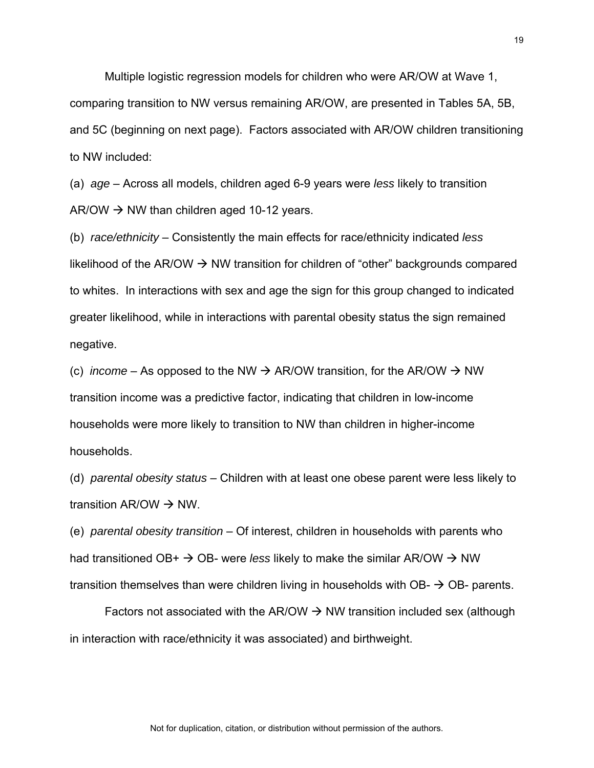Multiple logistic regression models for children who were AR/OW at Wave 1, comparing transition to NW versus remaining AR/OW, are presented in Tables 5A, 5B, and 5C (beginning on next page). Factors associated with AR/OW children transitioning to NW included:

(a) *age* – Across all models, children aged 6-9 years were *less* likely to transition AR/OW → NW than children aged 10-12 years.

(b) *race/ethnicity* – Consistently the main effects for race/ethnicity indicated *less* likelihood of the AR/OW → NW transition for children of “other” backgrounds compared to whites. In interactions with sex and age the sign for this group changed to indicated greater likelihood, while in interactions with parental obesity status the sign remained negative.

(c) *income* – As opposed to the NW → AR/OW transition, for the AR/OW → NW transition income was a predictive factor, indicating that children in low-income households were more likely to transition to NW than children in higher-income households.

(d) *parental obesity status* – Children with at least one obese parent were less likely to transition AR/OW → NW.

(e) *parental obesity transition* – Of interest, children in households with parents who had transitioned OB+ → OB- were *less* likely to make the similar AR/OW → NW transition themselves than were children living in households with OB- → OB- parents.

Factors not associated with the AR/OW → NW transition included sex (although in interaction with race/ethnicity it was associated) and birthweight.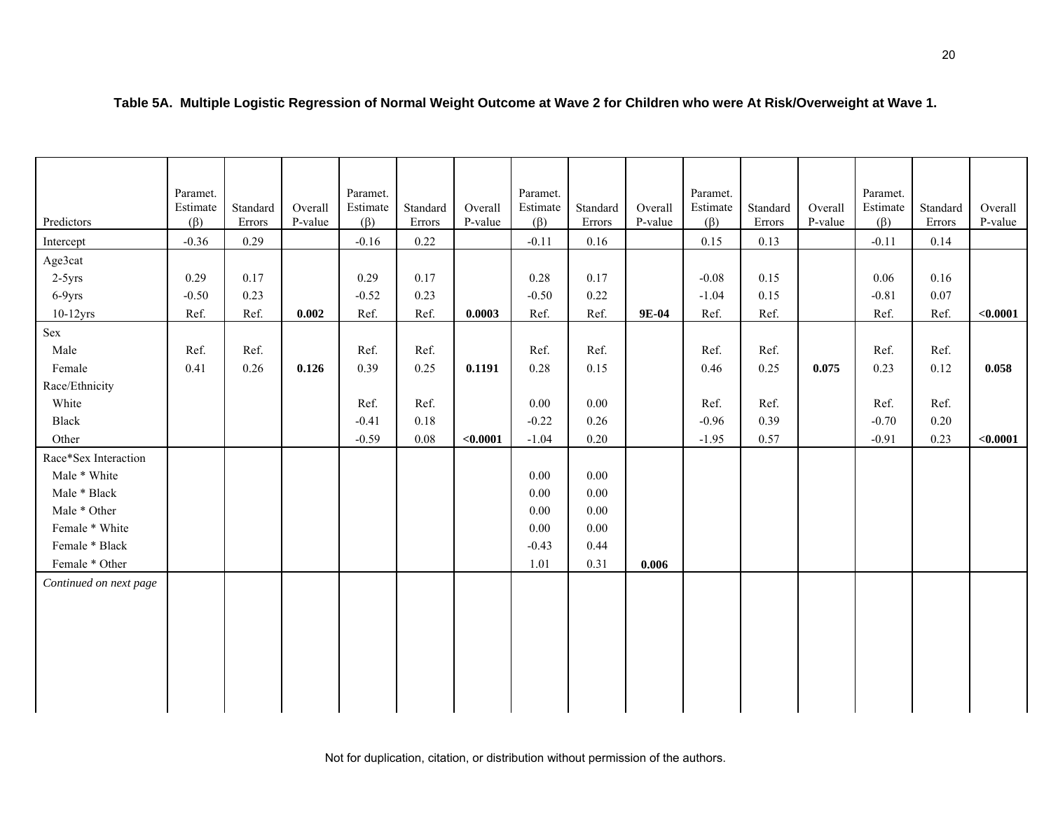**Table 5A. Multiple Logistic Regression of Normal Weight Outcome at Wave 2 for Children who were At Risk/Overweight at Wave 1.**

| Predictors | Paramet. Estimate (β) | Standard Errors | Overall P-value | Paramet. Estimate (β) | Standard Errors | Overall P-value | Paramet. Estimate (β) | Standard Errors | Overall P-value | Paramet. Estimate (β) | Standard Errors | Overall P-value | Paramet. Estimate (β) | Standard Errors | Overall P-value |
|---|---|---|---|---|---|---|---|---|---|---|---|---|---|---|---|
| Intercept | -0.36 | 0.29 | | -0.16 | 0.22 | | -0.11 | 0.16 | | 0.15 | 0.13 | | -0.11 | 0.14 | |
| Age3cat | | | | | | | | | | | | | | | |
| 2-5yrs | 0.29 | 0.17 | | 0.29 | 0.17 | | 0.28 | 0.17 | | -0.08 | 0.15 | | 0.06 | 0.16 | |
| 6-9yrs | -0.50 | 0.23 | | -0.52 | 0.23 | | -0.50 | 0.22 | | -1.04 | 0.15 | | -0.81 | 0.07 | |
| 10-12yrs | Ref. | Ref. | **0.002** | Ref. | Ref. | **0.0003** | Ref. | Ref. | **9E-04** | Ref. | Ref. | | Ref. | Ref. | **<0.0001** |
| Sex | | | | | | | | | | | | | | | |
| Male | Ref. | Ref. | | Ref. | Ref. | | Ref. | Ref. | | Ref. | Ref. | | Ref. | Ref. | |
| Female | 0.41 | 0.26 | **0.126** | 0.39 | 0.25 | **0.1191** | 0.28 | 0.15 | | 0.46 | 0.25 | **0.075** | 0.23 | 0.12 | **0.058** |
| Race/Ethnicity | | | | | | | | | | | | | | | |
| White | | | | Ref. | Ref. | | 0.00 | 0.00 | | Ref. | Ref. | | Ref. | Ref. | |
| Black | | | | -0.41 | 0.18 | | -0.22 | 0.26 | | -0.96 | 0.39 | | -0.70 | 0.20 | |
| Other | | | | -0.59 | 0.08 | **<0.0001** | -1.04 | 0.20 | | -1.95 | 0.57 | | -0.91 | 0.23 | **<0.0001** |
| Race*Sex Interaction | | | | | | | | | | | | | | | |
| Male * White | | | | | | | 0.00 | 0.00 | | | | | | | |
| Male * Black | | | | | | | 0.00 | 0.00 | | | | | | | |
| Male * Other | | | | | | | 0.00 | 0.00 | | | | | | | |
| Female * White | | | | | | | 0.00 | 0.00 | | | | | | | |
| Female * Black | | | | | | | -0.43 | 0.44 | | | | | | | |
| Female * Other | | | | | | | 1.01 | 0.31 | **0.006** | | | | | | |
| *Continued on next page* | | | | | | | | | | | | | | | |

Not for duplication, citation, or distribution without permission of the authors.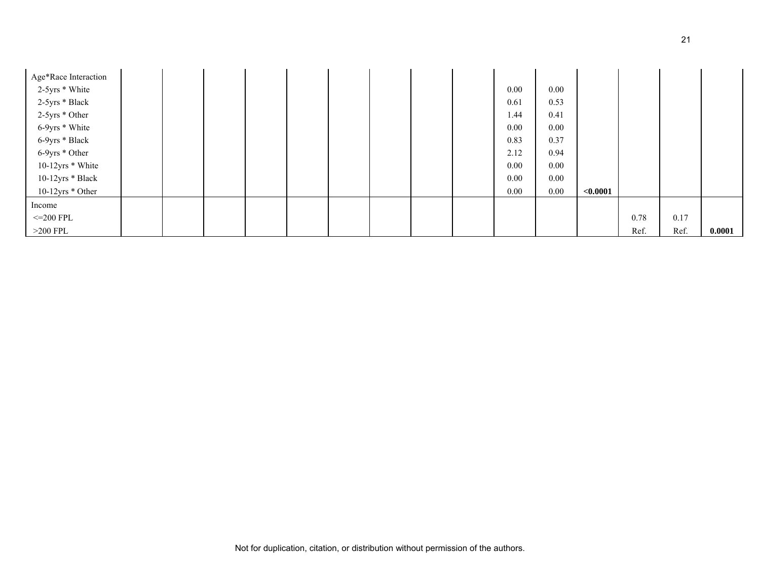| | | | | | | | | | | | | | | | |
|---|---|---|---|---|---|---|---|---|---|---|---|---|---|---|---|
| Age*Race Interaction | | | | | | | | | | | | | | | |
| 2-5yrs * White | | | | | | | | | | 0.00 | 0.00 | | | | |
| 2-5yrs * Black | | | | | | | | | | 0.61 | 0.53 | | | | |
| 2-5yrs * Other | | | | | | | | | | 1.44 | 0.41 | | | | |
| 6-9yrs * White | | | | | | | | | | 0.00 | 0.00 | | | | |
| 6-9yrs * Black | | | | | | | | | | 0.83 | 0.37 | | | | |
| 6-9yrs * Other | | | | | | | | | | 2.12 | 0.94 | | | | |
| 10-12yrs * White | | | | | | | | | | 0.00 | 0.00 | | | | |
| 10-12yrs * Black | | | | | | | | | | 0.00 | 0.00 | | | | |
| 10-12yrs * Other | | | | | | | | | | 0.00 | 0.00 | **<0.0001** | | | |
| Income | | | | | | | | | | | | | | | |
| <=200 FPL | | | | | | | | | | | | | 0.78 | 0.17 | |
| >200 FPL | | | | | | | | | | | | | Ref. | Ref. | **0.0001** |

Not for duplication, citation, or distribution without permission of the authors.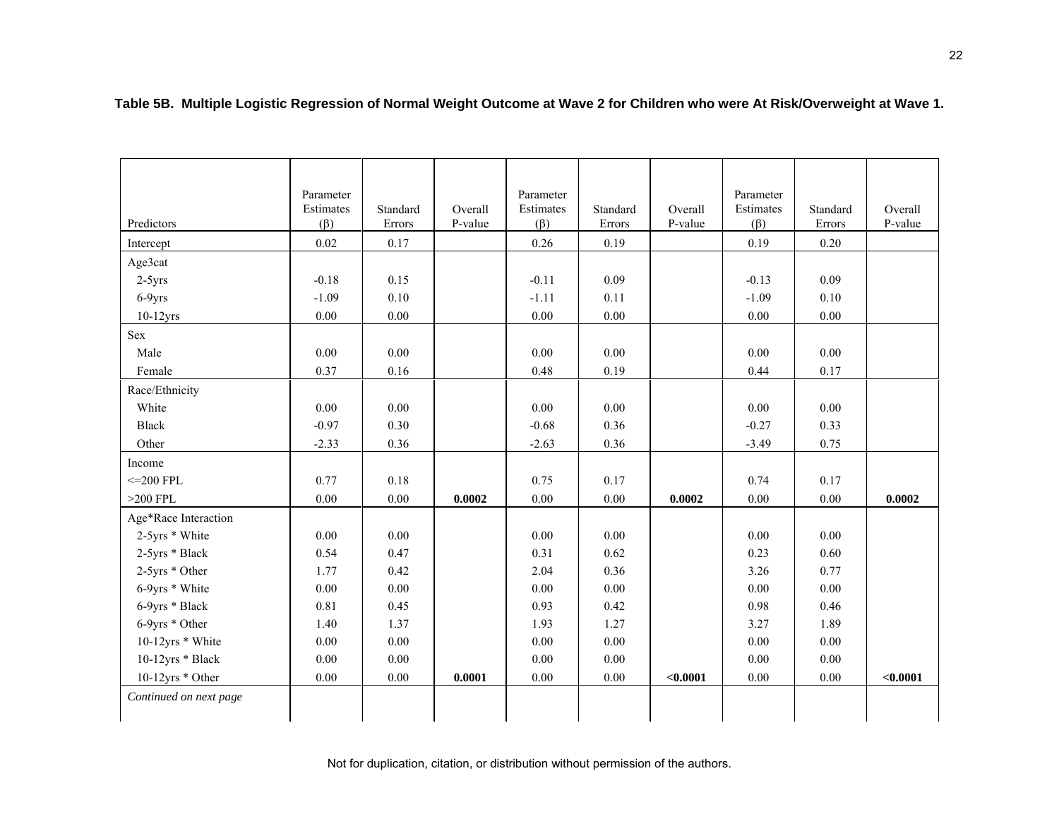**Table 5B. Multiple Logistic Regression of Normal Weight Outcome at Wave 2 for Children who were At Risk/Overweight at Wave 1.**

| Predictors | Parameter Estimates (β) | Standard Errors | Overall P-value | Parameter Estimates (β) | Standard Errors | Overall P-value | Parameter Estimates (β) | Standard Errors | Overall P-value |
|---|---|---|---|---|---|---|---|---|---|
| Intercept | 0.02 | 0.17 | | 0.26 | 0.19 | | 0.19 | 0.20 | |
| Age3cat | | | | | | | | | |
| 2-5yrs | -0.18 | 0.15 | | -0.11 | 0.09 | | -0.13 | 0.09 | |
| 6-9yrs | -1.09 | 0.10 | | -1.11 | 0.11 | | -1.09 | 0.10 | |
| 10-12yrs | 0.00 | 0.00 | | 0.00 | 0.00 | | 0.00 | 0.00 | |
| Sex | | | | | | | | | |
| Male | 0.00 | 0.00 | | 0.00 | 0.00 | | 0.00 | 0.00 | |
| Female | 0.37 | 0.16 | | 0.48 | 0.19 | | 0.44 | 0.17 | |
| Race/Ethnicity | | | | | | | | | |
| White | 0.00 | 0.00 | | 0.00 | 0.00 | | 0.00 | 0.00 | |
| Black | -0.97 | 0.30 | | -0.68 | 0.36 | | -0.27 | 0.33 | |
| Other | -2.33 | 0.36 | | -2.63 | 0.36 | | -3.49 | 0.75 | |
| Income | | | | | | | | | |
| <=200 FPL | 0.77 | 0.18 | | 0.75 | 0.17 | | 0.74 | 0.17 | |
| >200 FPL | 0.00 | 0.00 | **0.0002** | 0.00 | 0.00 | **0.0002** | 0.00 | 0.00 | **0.0002** |
| Age*Race Interaction | | | | | | | | | |
| 2-5yrs * White | 0.00 | 0.00 | | 0.00 | 0.00 | | 0.00 | 0.00 | |
| 2-5yrs * Black | 0.54 | 0.47 | | 0.31 | 0.62 | | 0.23 | 0.60 | |
| 2-5yrs * Other | 1.77 | 0.42 | | 2.04 | 0.36 | | 3.26 | 0.77 | |
| 6-9yrs * White | 0.00 | 0.00 | | 0.00 | 0.00 | | 0.00 | 0.00 | |
| 6-9yrs * Black | 0.81 | 0.45 | | 0.93 | 0.42 | | 0.98 | 0.46 | |
| 6-9yrs * Other | 1.40 | 1.37 | | 1.93 | 1.27 | | 3.27 | 1.89 | |
| 10-12yrs * White | 0.00 | 0.00 | | 0.00 | 0.00 | | 0.00 | 0.00 | |
| 10-12yrs * Black | 0.00 | 0.00 | | 0.00 | 0.00 | | 0.00 | 0.00 | |
| 10-12yrs * Other | 0.00 | 0.00 | **0.0001** | 0.00 | 0.00 | **<0.0001** | 0.00 | 0.00 | **<0.0001** |
| *Continued on next page* | | | | | | | | | |

Not for duplication, citation, or distribution without permission of the authors.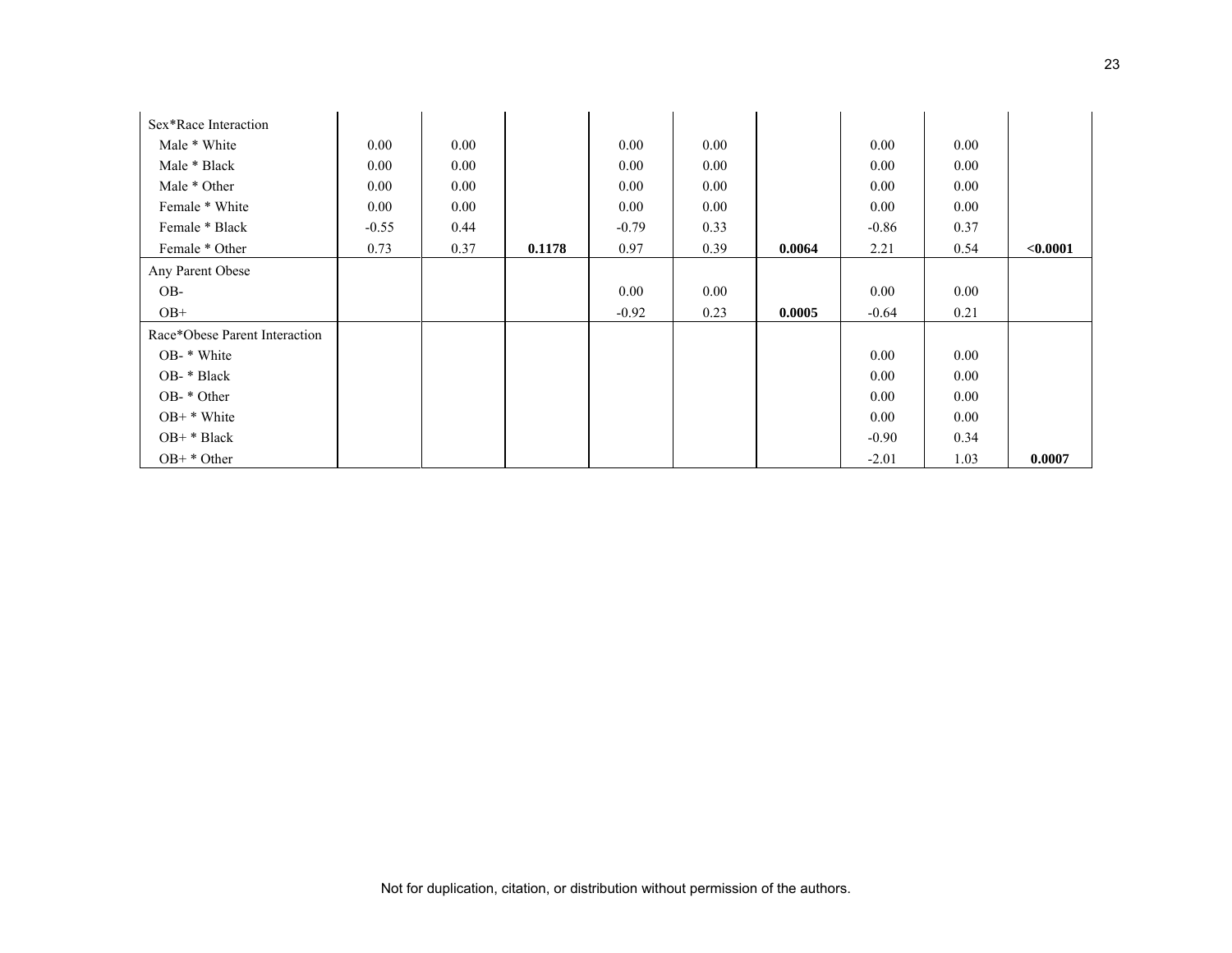| | | | | | | | | | |
|---|---|---|---|---|---|---|---|---|---|
| Sex*Race Interaction | | | | | | | | | |
| Male * White | 0.00 | 0.00 | | 0.00 | 0.00 | | 0.00 | 0.00 | |
| Male * Black | 0.00 | 0.00 | | 0.00 | 0.00 | | 0.00 | 0.00 | |
| Male * Other | 0.00 | 0.00 | | 0.00 | 0.00 | | 0.00 | 0.00 | |
| Female * White | 0.00 | 0.00 | | 0.00 | 0.00 | | 0.00 | 0.00 | |
| Female * Black | -0.55 | 0.44 | | -0.79 | 0.33 | | -0.86 | 0.37 | |
| Female * Other | 0.73 | 0.37 | **0.1178** | 0.97 | 0.39 | **0.0064** | 2.21 | 0.54 | **<0.0001** |
| Any Parent Obese | | | | | | | | | |
| OB- | | | | 0.00 | 0.00 | | 0.00 | 0.00 | |
| OB+ | | | | -0.92 | 0.23 | **0.0005** | -0.64 | 0.21 | |
| Race*Obese Parent Interaction | | | | | | | | | |
| OB- * White | | | | | | | 0.00 | 0.00 | |
| OB- * Black | | | | | | | 0.00 | 0.00 | |
| OB- * Other | | | | | | | 0.00 | 0.00 | |
| OB+ * White | | | | | | | 0.00 | 0.00 | |
| OB+ * Black | | | | | | | -0.90 | 0.34 | |
| OB+ * Other | | | | | | | -2.01 | 1.03 | **0.0007** |

Not for duplication, citation, or distribution without permission of the authors.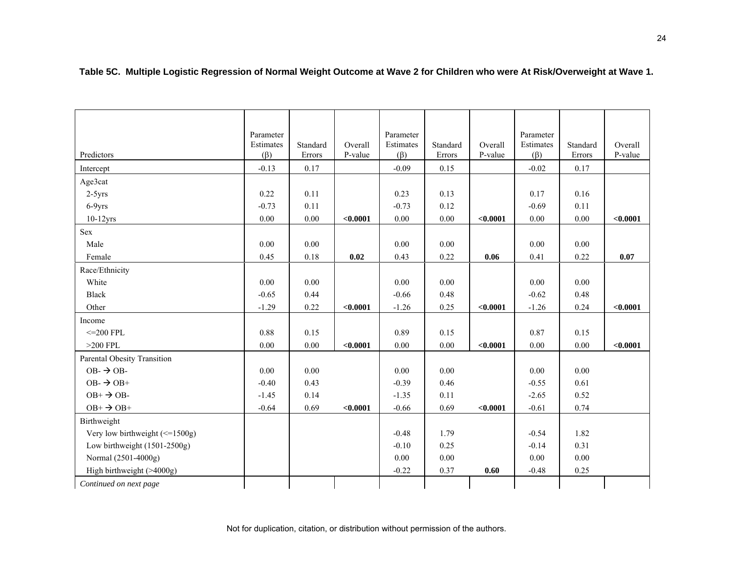**Table 5C. Multiple Logistic Regression of Normal Weight Outcome at Wave 2 for Children who were At Risk/Overweight at Wave 1.**

| Predictors | Parameter Estimates (β) | Standard Errors | Overall P-value | Parameter Estimates (β) | Standard Errors | Overall P-value | Parameter Estimates (β) | Standard Errors | Overall P-value |
|---|---|---|---|---|---|---|---|---|---|
| Intercept | -0.13 | 0.17 | | -0.09 | 0.15 | | -0.02 | 0.17 | |
| Age3cat | | | | | | | | | |
| 2-5yrs | 0.22 | 0.11 | | 0.23 | 0.13 | | 0.17 | 0.16 | |
| 6-9yrs | -0.73 | 0.11 | | -0.73 | 0.12 | | -0.69 | 0.11 | |
| 10-12yrs | 0.00 | 0.00 | **<0.0001** | 0.00 | 0.00 | **<0.0001** | 0.00 | 0.00 | **<0.0001** |
| Sex | | | | | | | | | |
| Male | 0.00 | 0.00 | | 0.00 | 0.00 | | 0.00 | 0.00 | |
| Female | 0.45 | 0.18 | **0.02** | 0.43 | 0.22 | **0.06** | 0.41 | 0.22 | **0.07** |
| Race/Ethnicity | | | | | | | | | |
| White | 0.00 | 0.00 | | 0.00 | 0.00 | | 0.00 | 0.00 | |
| Black | -0.65 | 0.44 | | -0.66 | 0.48 | | -0.62 | 0.48 | |
| Other | -1.29 | 0.22 | **<0.0001** | -1.26 | 0.25 | **<0.0001** | -1.26 | 0.24 | **<0.0001** |
| Income | | | | | | | | | |
| <=200 FPL | 0.88 | 0.15 | | 0.89 | 0.15 | | 0.87 | 0.15 | |
| >200 FPL | 0.00 | 0.00 | **<0.0001** | 0.00 | 0.00 | **<0.0001** | 0.00 | 0.00 | **<0.0001** |
| Parental Obesity Transition | | | | | | | | | |
| OB- → OB- | 0.00 | 0.00 | | 0.00 | 0.00 | | 0.00 | 0.00 | |
| OB- → OB+ | -0.40 | 0.43 | | -0.39 | 0.46 | | -0.55 | 0.61 | |
| OB+ → OB- | -1.45 | 0.14 | | -1.35 | 0.11 | | -2.65 | 0.52 | |
| OB+ → OB+ | -0.64 | 0.69 | **<0.0001** | -0.66 | 0.69 | **<0.0001** | -0.61 | 0.74 | |
| Birthweight | | | | | | | | | |
| Very low birthweight (<=1500g) | | | | -0.48 | 1.79 | | -0.54 | 1.82 | |
| Low birthweight (1501-2500g) | | | | -0.10 | 0.25 | | -0.14 | 0.31 | |
| Normal (2501-4000g) | | | | 0.00 | 0.00 | | 0.00 | 0.00 | |
| High birthweight (>4000g) | | | | -0.22 | 0.37 | **0.60** | -0.48 | 0.25 | |
| *Continued on next page* | | | | | | | | | |

Not for duplication, citation, or distribution without permission of the authors.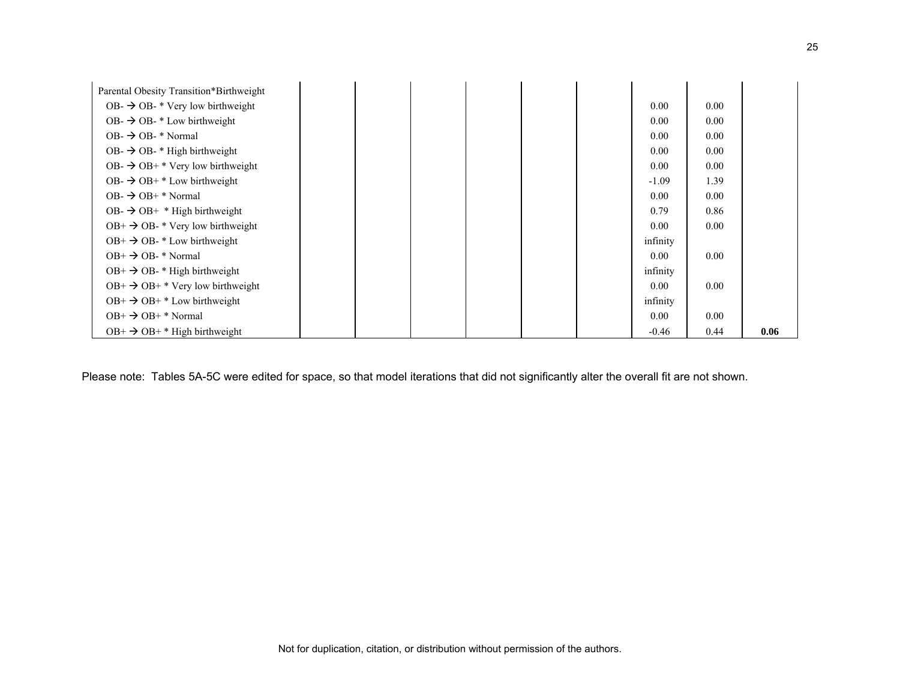| | | | | | | | | | |
|---|---|---|---|---|---|---|---|---|---|
| Parental Obesity Transition*Birthweight | | | | | | | | | |
| OB- → OB- * Very low birthweight | | | | | | | 0.00 | 0.00 | |
| OB- → OB- * Low birthweight | | | | | | | 0.00 | 0.00 | |
| OB- → OB- * Normal | | | | | | | 0.00 | 0.00 | |
| OB- → OB- * High birthweight | | | | | | | 0.00 | 0.00 | |
| OB- → OB+ * Very low birthweight | | | | | | | 0.00 | 0.00 | |
| OB- → OB+ * Low birthweight | | | | | | | -1.09 | 1.39 | |
| OB- → OB+ * Normal | | | | | | | 0.00 | 0.00 | |
| OB- → OB+ * High birthweight | | | | | | | 0.79 | 0.86 | |
| OB+ → OB- * Very low birthweight | | | | | | | 0.00 | 0.00 | |
| OB+ → OB- * Low birthweight | | | | | | | infinity | | |
| OB+ → OB- * Normal | | | | | | | 0.00 | 0.00 | |
| OB+ → OB- * High birthweight | | | | | | | infinity | | |
| OB+ → OB+ * Very low birthweight | | | | | | | 0.00 | 0.00 | |
| OB+ → OB+ * Low birthweight | | | | | | | infinity | | |
| OB+ → OB+ * Normal | | | | | | | 0.00 | 0.00 | |
| OB+ → OB+ * High birthweight | | | | | | | -0.46 | 0.44 | **0.06** |

Please note: Tables 5A-5C were edited for space, so that model iterations that did not significantly alter the overall fit are not shown.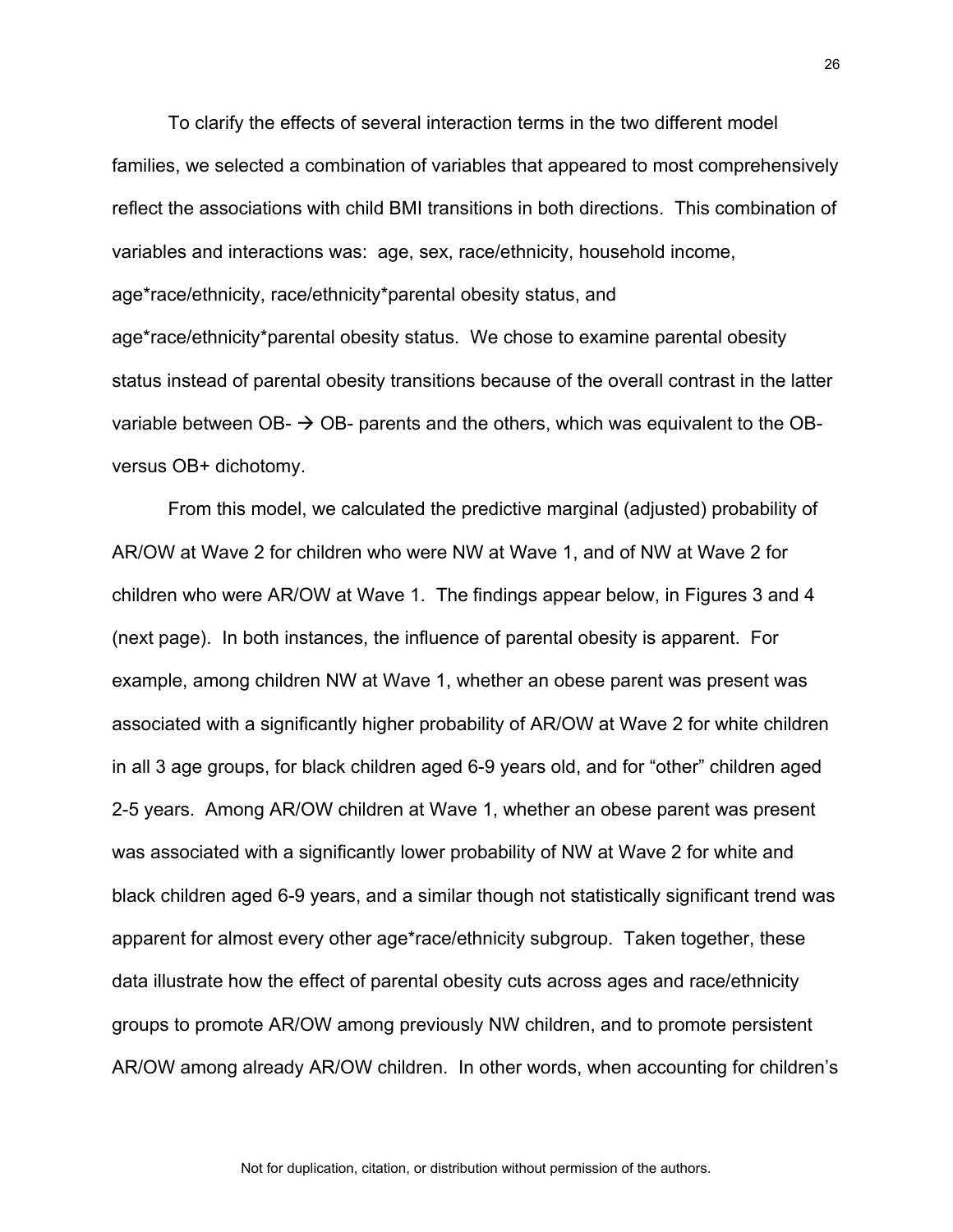To clarify the effects of several interaction terms in the two different model families, we selected a combination of variables that appeared to most comprehensively reflect the associations with child BMI transitions in both directions. This combination of variables and interactions was: age, sex, race/ethnicity, household income, age*race/ethnicity, race/ethnicity*parental obesity status, and age*race/ethnicity*parental obesity status. We chose to examine parental obesity status instead of parental obesity transitions because of the overall contrast in the latter variable between OB- → OB- parents and the others, which was equivalent to the OB- versus OB+ dichotomy.

From this model, we calculated the predictive marginal (adjusted) probability of AR/OW at Wave 2 for children who were NW at Wave 1, and of NW at Wave 2 for children who were AR/OW at Wave 1. The findings appear below, in Figures 3 and 4 (next page). In both instances, the influence of parental obesity is apparent. For example, among children NW at Wave 1, whether an obese parent was present was associated with a significantly higher probability of AR/OW at Wave 2 for white children in all 3 age groups, for black children aged 6-9 years old, and for "other" children aged 2-5 years. Among AR/OW children at Wave 1, whether an obese parent was present was associated with a significantly lower probability of NW at Wave 2 for white and black children aged 6-9 years, and a similar though not statistically significant trend was apparent for almost every other age*race/ethnicity subgroup. Taken together, these data illustrate how the effect of parental obesity cuts across ages and race/ethnicity groups to promote AR/OW among previously NW children, and to promote persistent AR/OW among already AR/OW children. In other words, when accounting for children's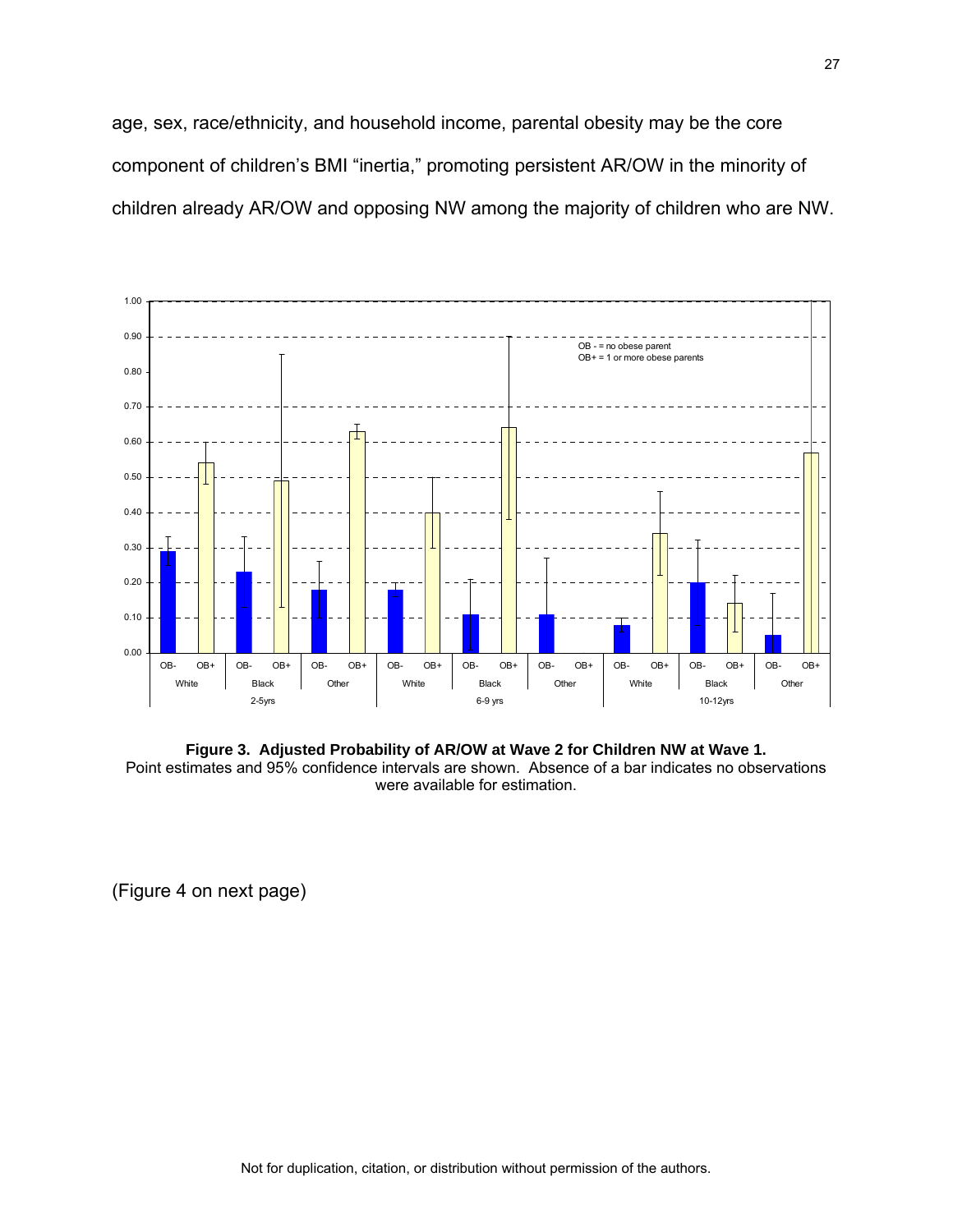age, sex, race/ethnicity, and household income, parental obesity may be the core component of children's BMI "inertia," promoting persistent AR/OW in the minority of children already AR/OW and opposing NW among the majority of children who are NW.

**Figure 3. Adjusted Probability of AR/OW at Wave 2 for Children NW at Wave 1.**
Point estimates and 95% confidence intervals are shown. Absence of a bar indicates no observations were available for estimation.

(Figure 4 on next page)

Not for duplication, citation, or distribution without permission of the authors.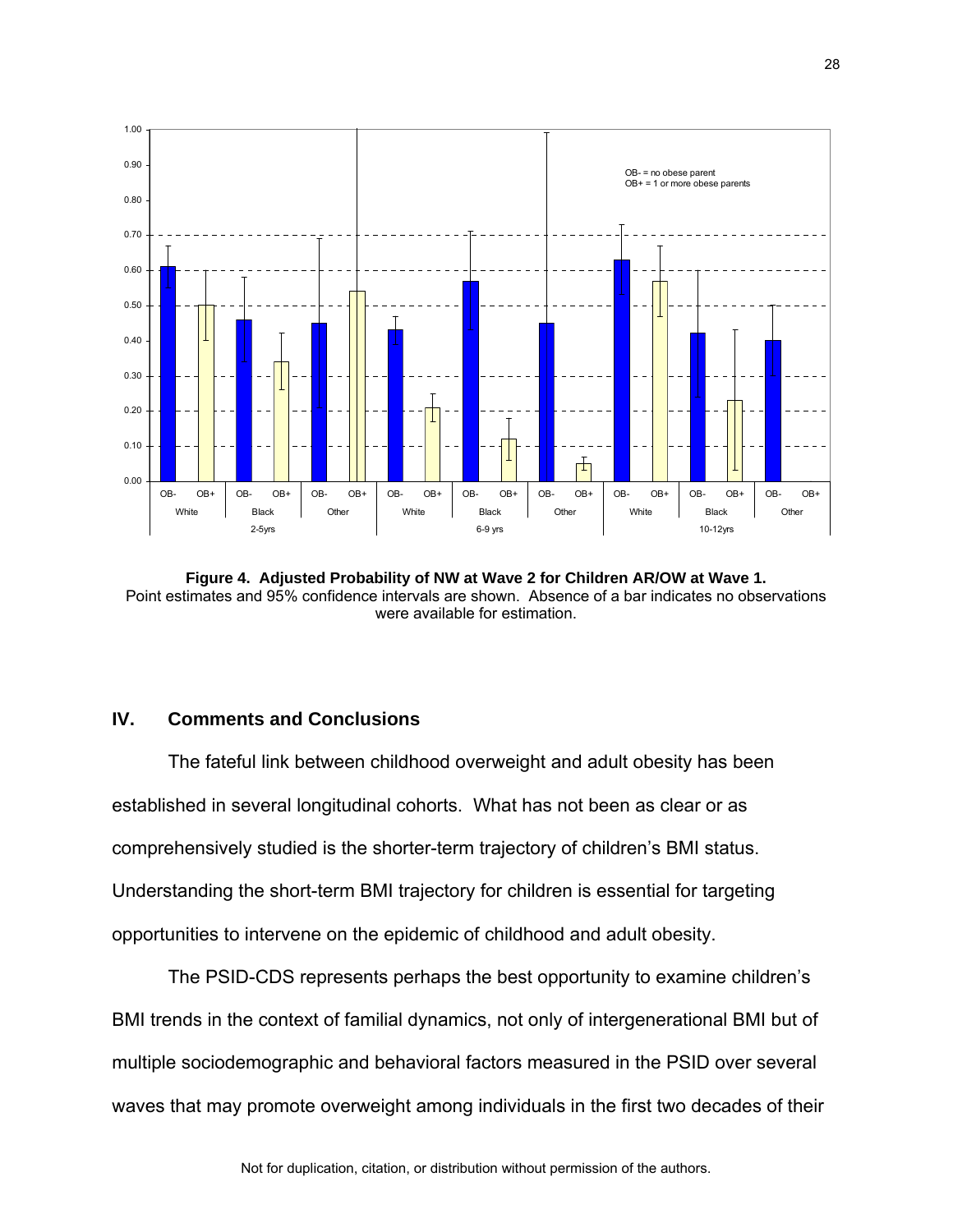**Figure 4. Adjusted Probability of NW at Wave 2 for Children AR/OW at Wave 1.**
Point estimates and 95% confidence intervals are shown. Absence of a bar indicates no observations were available for estimation.

## IV. Comments and Conclusions

The fateful link between childhood overweight and adult obesity has been established in several longitudinal cohorts. What has not been as clear or as comprehensively studied is the shorter-term trajectory of children's BMI status. Understanding the short-term BMI trajectory for children is essential for targeting opportunities to intervene on the epidemic of childhood and adult obesity.

The PSID-CDS represents perhaps the best opportunity to examine children's BMI trends in the context of familial dynamics, not only of intergenerational BMI but of multiple sociodemographic and behavioral factors measured in the PSID over several waves that may promote overweight among individuals in the first two decades of their

Not for duplication, citation, or distribution without permission of the authors.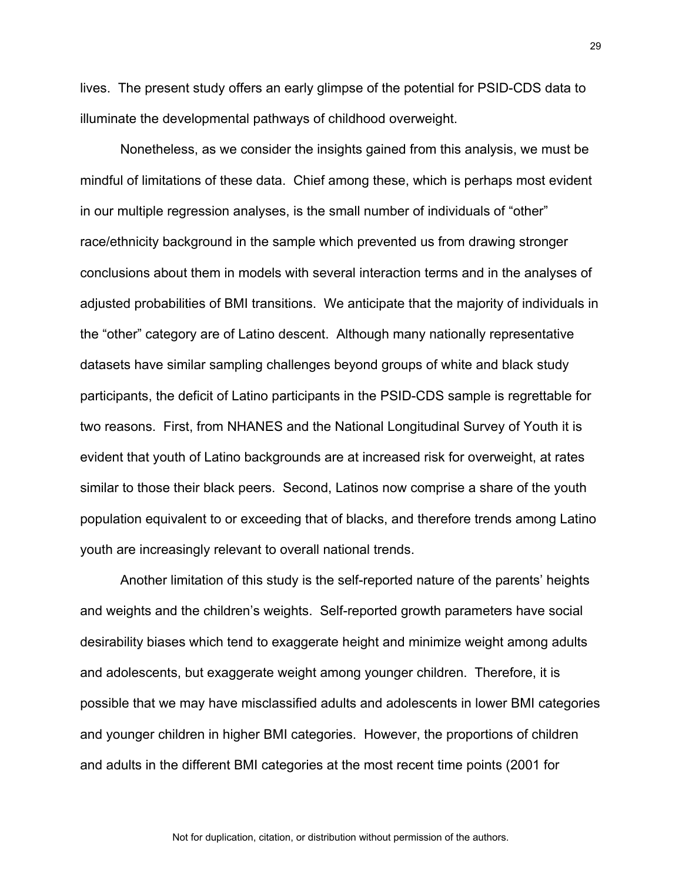lives. The present study offers an early glimpse of the potential for PSID-CDS data to illuminate the developmental pathways of childhood overweight.

Nonetheless, as we consider the insights gained from this analysis, we must be mindful of limitations of these data. Chief among these, which is perhaps most evident in our multiple regression analyses, is the small number of individuals of "other" race/ethnicity background in the sample which prevented us from drawing stronger conclusions about them in models with several interaction terms and in the analyses of adjusted probabilities of BMI transitions. We anticipate that the majority of individuals in the "other" category are of Latino descent. Although many nationally representative datasets have similar sampling challenges beyond groups of white and black study participants, the deficit of Latino participants in the PSID-CDS sample is regrettable for two reasons. First, from NHANES and the National Longitudinal Survey of Youth it is evident that youth of Latino backgrounds are at increased risk for overweight, at rates similar to those their black peers. Second, Latinos now comprise a share of the youth population equivalent to or exceeding that of blacks, and therefore trends among Latino youth are increasingly relevant to overall national trends.

Another limitation of this study is the self-reported nature of the parents' heights and weights and the children's weights. Self-reported growth parameters have social desirability biases which tend to exaggerate height and minimize weight among adults and adolescents, but exaggerate weight among younger children. Therefore, it is possible that we may have misclassified adults and adolescents in lower BMI categories and younger children in higher BMI categories. However, the proportions of children and adults in the different BMI categories at the most recent time points (2001 for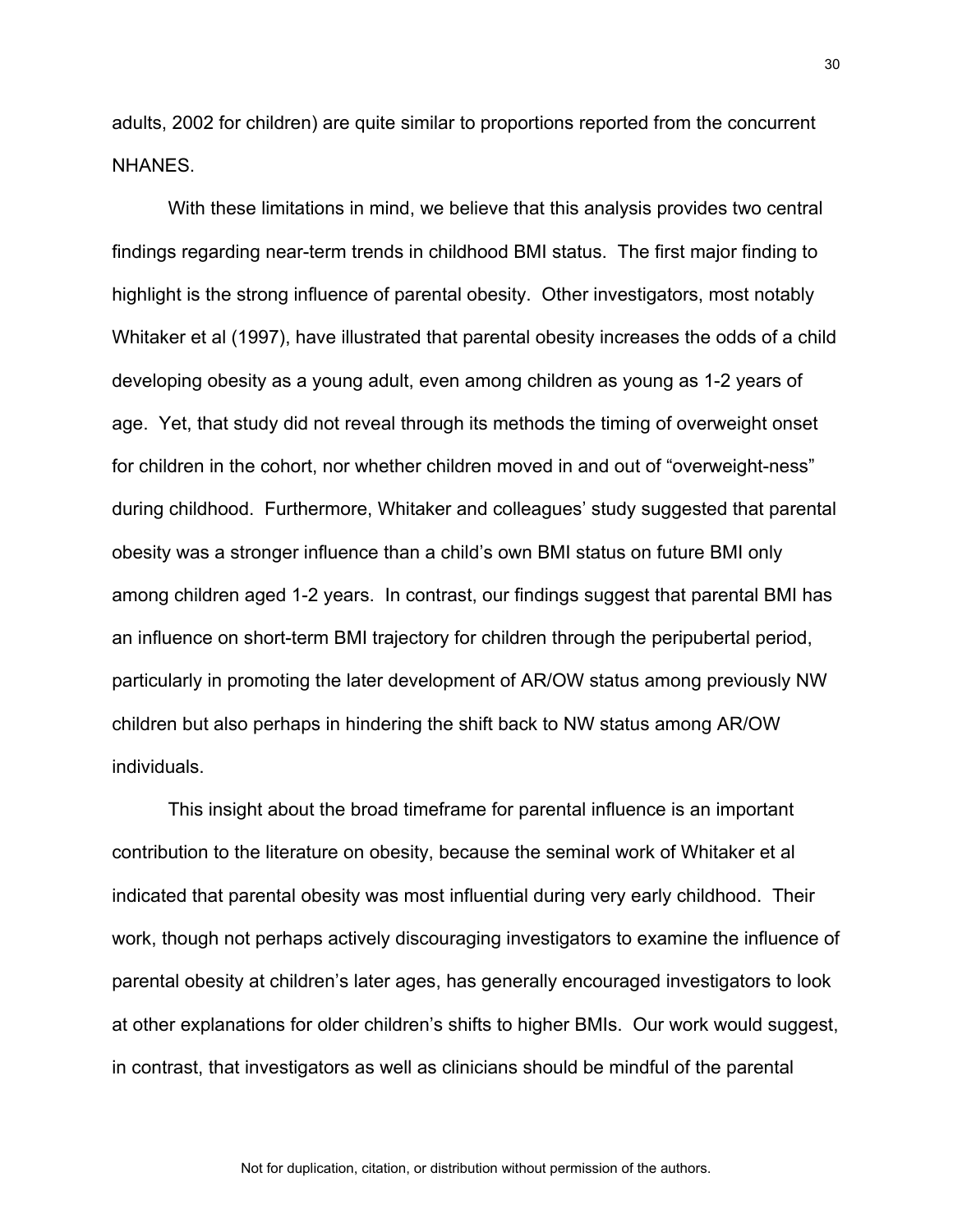adults, 2002 for children) are quite similar to proportions reported from the concurrent NHANES.

With these limitations in mind, we believe that this analysis provides two central findings regarding near-term trends in childhood BMI status. The first major finding to highlight is the strong influence of parental obesity. Other investigators, most notably Whitaker et al (1997), have illustrated that parental obesity increases the odds of a child developing obesity as a young adult, even among children as young as 1-2 years of age. Yet, that study did not reveal through its methods the timing of overweight onset for children in the cohort, nor whether children moved in and out of "overweight-ness" during childhood. Furthermore, Whitaker and colleagues' study suggested that parental obesity was a stronger influence than a child's own BMI status on future BMI only among children aged 1-2 years. In contrast, our findings suggest that parental BMI has an influence on short-term BMI trajectory for children through the peripubertal period, particularly in promoting the later development of AR/OW status among previously NW children but also perhaps in hindering the shift back to NW status among AR/OW individuals.

This insight about the broad timeframe for parental influence is an important contribution to the literature on obesity, because the seminal work of Whitaker et al indicated that parental obesity was most influential during very early childhood. Their work, though not perhaps actively discouraging investigators to examine the influence of parental obesity at children's later ages, has generally encouraged investigators to look at other explanations for older children's shifts to higher BMIs. Our work would suggest, in contrast, that investigators as well as clinicians should be mindful of the parental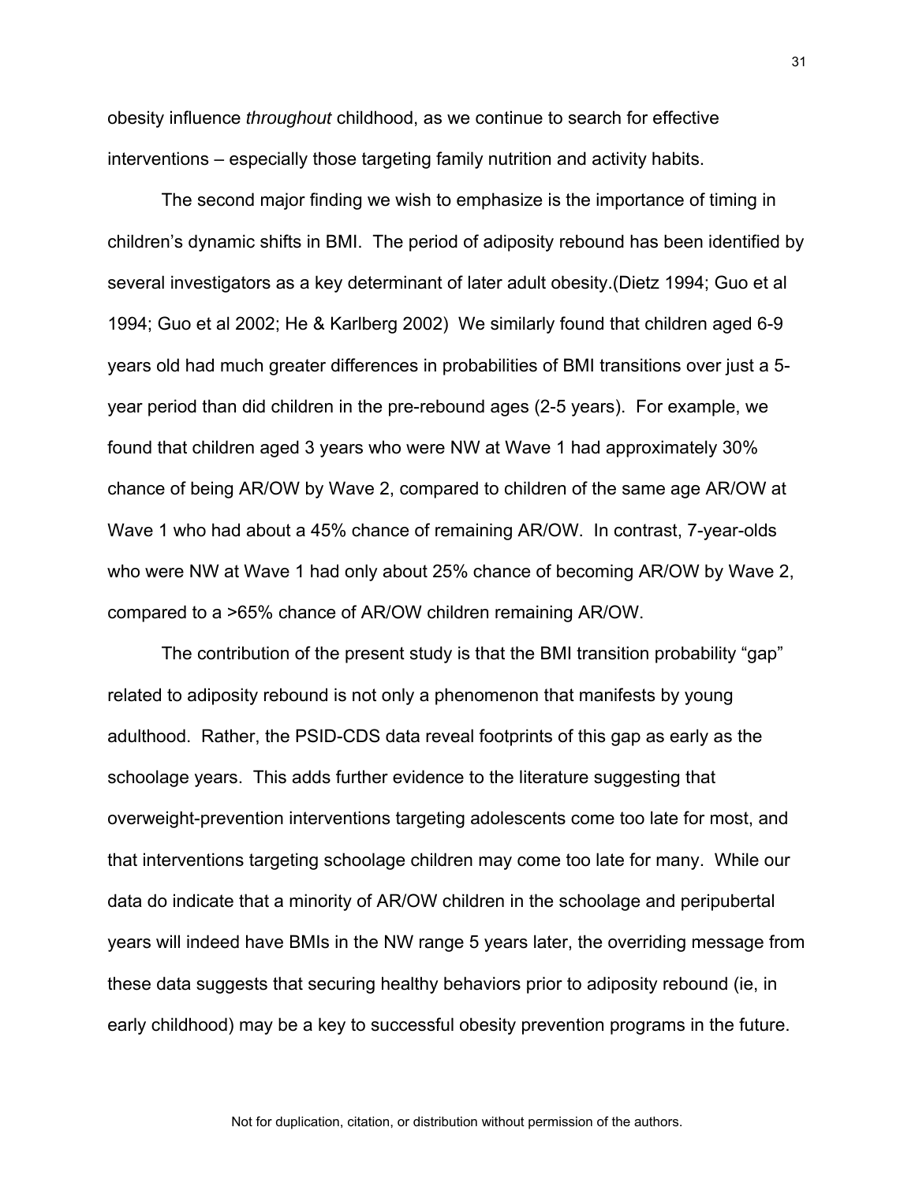obesity influence *throughout* childhood, as we continue to search for effective interventions – especially those targeting family nutrition and activity habits.

The second major finding we wish to emphasize is the importance of timing in children's dynamic shifts in BMI. The period of adiposity rebound has been identified by several investigators as a key determinant of later adult obesity.(Dietz 1994; Guo et al 1994; Guo et al 2002; He & Karlberg 2002) We similarly found that children aged 6-9 years old had much greater differences in probabilities of BMI transitions over just a 5-year period than did children in the pre-rebound ages (2-5 years). For example, we found that children aged 3 years who were NW at Wave 1 had approximately 30% chance of being AR/OW by Wave 2, compared to children of the same age AR/OW at Wave 1 who had about a 45% chance of remaining AR/OW. In contrast, 7-year-olds who were NW at Wave 1 had only about 25% chance of becoming AR/OW by Wave 2, compared to a >65% chance of AR/OW children remaining AR/OW.

The contribution of the present study is that the BMI transition probability "gap" related to adiposity rebound is not only a phenomenon that manifests by young adulthood. Rather, the PSID-CDS data reveal footprints of this gap as early as the schoolage years. This adds further evidence to the literature suggesting that overweight-prevention interventions targeting adolescents come too late for most, and that interventions targeting schoolage children may come too late for many. While our data do indicate that a minority of AR/OW children in the schoolage and peripubertal years will indeed have BMIs in the NW range 5 years later, the overriding message from these data suggests that securing healthy behaviors prior to adiposity rebound (ie, in early childhood) may be a key to successful obesity prevention programs in the future.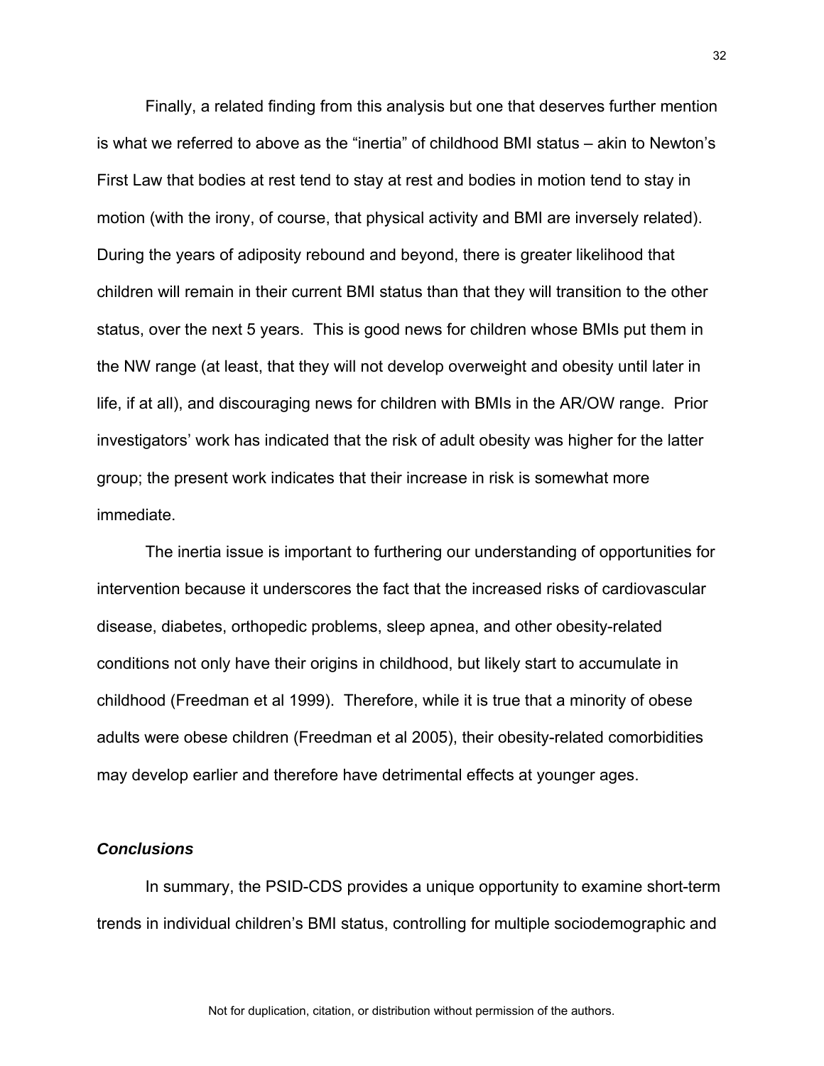Finally, a related finding from this analysis but one that deserves further mention is what we referred to above as the "inertia" of childhood BMI status – akin to Newton's First Law that bodies at rest tend to stay at rest and bodies in motion tend to stay in motion (with the irony, of course, that physical activity and BMI are inversely related). During the years of adiposity rebound and beyond, there is greater likelihood that children will remain in their current BMI status than that they will transition to the other status, over the next 5 years. This is good news for children whose BMIs put them in the NW range (at least, that they will not develop overweight and obesity until later in life, if at all), and discouraging news for children with BMIs in the AR/OW range. Prior investigators' work has indicated that the risk of adult obesity was higher for the latter group; the present work indicates that their increase in risk is somewhat more immediate.

The inertia issue is important to furthering our understanding of opportunities for intervention because it underscores the fact that the increased risks of cardiovascular disease, diabetes, orthopedic problems, sleep apnea, and other obesity-related conditions not only have their origins in childhood, but likely start to accumulate in childhood (Freedman et al 1999). Therefore, while it is true that a minority of obese adults were obese children (Freedman et al 2005), their obesity-related comorbidities may develop earlier and therefore have detrimental effects at younger ages.

### *Conclusions*

In summary, the PSID-CDS provides a unique opportunity to examine short-term trends in individual children's BMI status, controlling for multiple sociodemographic and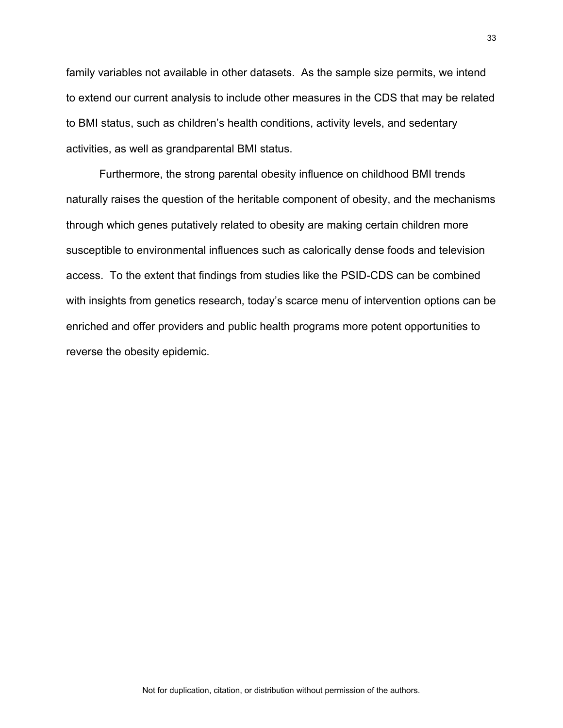family variables not available in other datasets. As the sample size permits, we intend to extend our current analysis to include other measures in the CDS that may be related to BMI status, such as children's health conditions, activity levels, and sedentary activities, as well as grandparental BMI status.

Furthermore, the strong parental obesity influence on childhood BMI trends naturally raises the question of the heritable component of obesity, and the mechanisms through which genes putatively related to obesity are making certain children more susceptible to environmental influences such as calorically dense foods and television access. To the extent that findings from studies like the PSID-CDS can be combined with insights from genetics research, today's scarce menu of intervention options can be enriched and offer providers and public health programs more potent opportunities to reverse the obesity epidemic.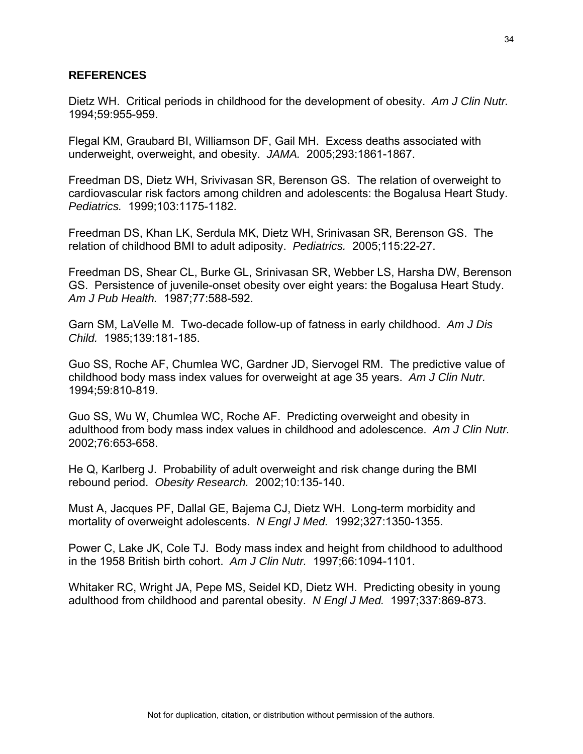## REFERENCES

Dietz WH. Critical periods in childhood for the development of obesity. *Am J Clin Nutr.* 1994;59:955-959.

Flegal KM, Graubard BI, Williamson DF, Gail MH. Excess deaths associated with underweight, overweight, and obesity. *JAMA.* 2005;293:1861-1867.

Freedman DS, Dietz WH, Srivivasan SR, Berenson GS. The relation of overweight to cardiovascular risk factors among children and adolescents: the Bogalusa Heart Study. *Pediatrics.* 1999;103:1175-1182.

Freedman DS, Khan LK, Serdula MK, Dietz WH, Srinivasan SR, Berenson GS. The relation of childhood BMI to adult adiposity. *Pediatrics.* 2005;115:22-27.

Freedman DS, Shear CL, Burke GL, Srinivasan SR, Webber LS, Harsha DW, Berenson GS. Persistence of juvenile-onset obesity over eight years: the Bogalusa Heart Study. *Am J Pub Health.* 1987;77:588-592.

Garn SM, LaVelle M. Two-decade follow-up of fatness in early childhood. *Am J Dis Child.* 1985;139:181-185.

Guo SS, Roche AF, Chumlea WC, Gardner JD, Siervogel RM. The predictive value of childhood body mass index values for overweight at age 35 years. *Am J Clin Nutr.* 1994;59:810-819.

Guo SS, Wu W, Chumlea WC, Roche AF. Predicting overweight and obesity in adulthood from body mass index values in childhood and adolescence. *Am J Clin Nutr.* 2002;76:653-658.

He Q, Karlberg J. Probability of adult overweight and risk change during the BMI rebound period. *Obesity Research.* 2002;10:135-140.

Must A, Jacques PF, Dallal GE, Bajema CJ, Dietz WH. Long-term morbidity and mortality of overweight adolescents. *N Engl J Med.* 1992;327:1350-1355.

Power C, Lake JK, Cole TJ. Body mass index and height from childhood to adulthood in the 1958 British birth cohort. *Am J Clin Nutr.* 1997;66:1094-1101.

Whitaker RC, Wright JA, Pepe MS, Seidel KD, Dietz WH. Predicting obesity in young adulthood from childhood and parental obesity. *N Engl J Med.* 1997;337:869-873.

Not for duplication, citation, or distribution without permission of the authors.